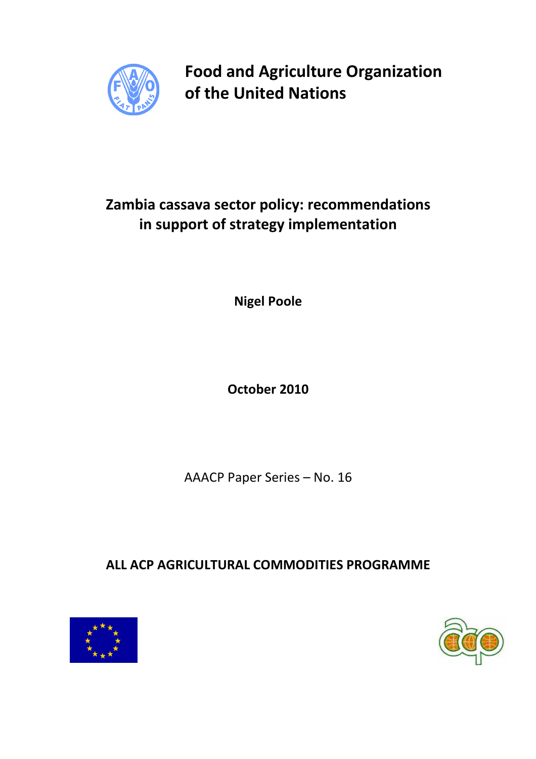**Food and Agriculture Organization of the United Nations**

# Zambia cassava sector policy: recommendations in support of strategy implementation

**Nigel Poole**

**October 2010**

AAACP Paper Series – No. 16

**ALL ACP AGRICULTURAL COMMODITIES PROGRAMME**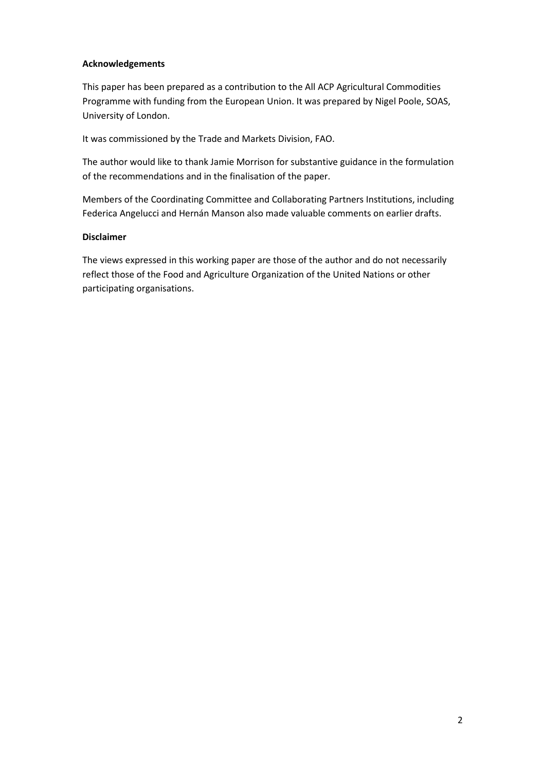**Acknowledgements**

This paper has been prepared as a contribution to the All ACP Agricultural Commodities Programme with funding from the European Union. It was prepared by Nigel Poole, SOAS, University of London.

It was commissioned by the Trade and Markets Division, FAO.

The author would like to thank Jamie Morrison for substantive guidance in the formulation of the recommendations and in the finalisation of the paper.

Members of the Coordinating Committee and Collaborating Partners Institutions, including Federica Angelucci and Hernán Manson also made valuable comments on earlier drafts.

**Disclaimer**

The views expressed in this working paper are those of the author and do not necessarily reflect those of the Food and Agriculture Organization of the United Nations or other participating organisations.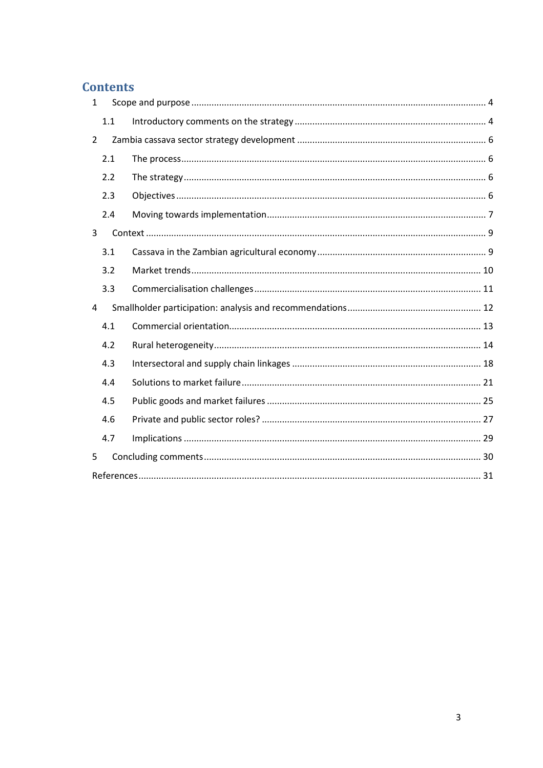# Contents

1 Scope and purpose ..... 4
   1.1 Introductory comments on the strategy ..... 4
2 Zambia cassava sector strategy development ..... 6
   2.1 The process ..... 6
   2.2 The strategy ..... 6
   2.3 Objectives ..... 6
   2.4 Moving towards implementation ..... 7
3 Context ..... 9
   3.1 Cassava in the Zambian agricultural economy ..... 9
   3.2 Market trends ..... 10
   3.3 Commercialisation challenges ..... 11
4 Smallholder participation: analysis and recommendations ..... 12
   4.1 Commercial orientation ..... 13
   4.2 Rural heterogeneity ..... 14
   4.3 Intersectoral and supply chain linkages ..... 18
   4.4 Solutions to market failure ..... 21
   4.5 Public goods and market failures ..... 25
   4.6 Private and public sector roles? ..... 27
   4.7 Implications ..... 29
5 Concluding comments ..... 30

References ..... 31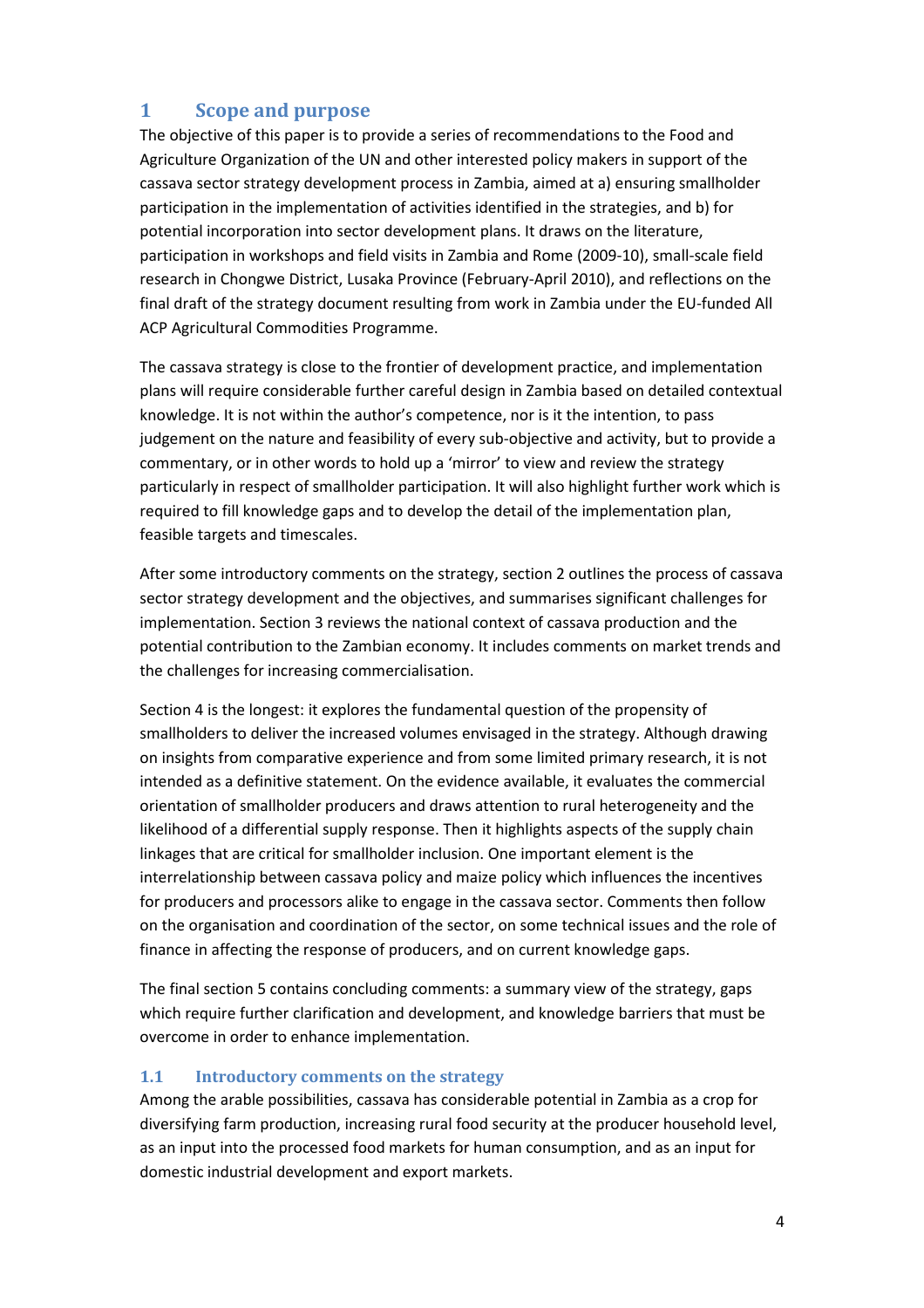# 1 Scope and purpose

The objective of this paper is to provide a series of recommendations to the Food and Agriculture Organization of the UN and other interested policy makers in support of the cassava sector strategy development process in Zambia, aimed at a) ensuring smallholder participation in the implementation of activities identified in the strategies, and b) for potential incorporation into sector development plans. It draws on the literature, participation in workshops and field visits in Zambia and Rome (2009-10), small-scale field research in Chongwe District, Lusaka Province (February-April 2010), and reflections on the final draft of the strategy document resulting from work in Zambia under the EU-funded All ACP Agricultural Commodities Programme.

The cassava strategy is close to the frontier of development practice, and implementation plans will require considerable further careful design in Zambia based on detailed contextual knowledge. It is not within the author's competence, nor is it the intention, to pass judgement on the nature and feasibility of every sub-objective and activity, but to provide a commentary, or in other words to hold up a 'mirror' to view and review the strategy particularly in respect of smallholder participation. It will also highlight further work which is required to fill knowledge gaps and to develop the detail of the implementation plan, feasible targets and timescales.

After some introductory comments on the strategy, section 2 outlines the process of cassava sector strategy development and the objectives, and summarises significant challenges for implementation. Section 3 reviews the national context of cassava production and the potential contribution to the Zambian economy. It includes comments on market trends and the challenges for increasing commercialisation.

Section 4 is the longest: it explores the fundamental question of the propensity of smallholders to deliver the increased volumes envisaged in the strategy. Although drawing on insights from comparative experience and from some limited primary research, it is not intended as a definitive statement. On the evidence available, it evaluates the commercial orientation of smallholder producers and draws attention to rural heterogeneity and the likelihood of a differential supply response. Then it highlights aspects of the supply chain linkages that are critical for smallholder inclusion. One important element is the interrelationship between cassava policy and maize policy which influences the incentives for producers and processors alike to engage in the cassava sector. Comments then follow on the organisation and coordination of the sector, on some technical issues and the role of finance in affecting the response of producers, and on current knowledge gaps.

The final section 5 contains concluding comments: a summary view of the strategy, gaps which require further clarification and development, and knowledge barriers that must be overcome in order to enhance implementation.

## 1.1 Introductory comments on the strategy

Among the arable possibilities, cassava has considerable potential in Zambia as a crop for diversifying farm production, increasing rural food security at the producer household level, as an input into the processed food markets for human consumption, and as an input for domestic industrial development and export markets.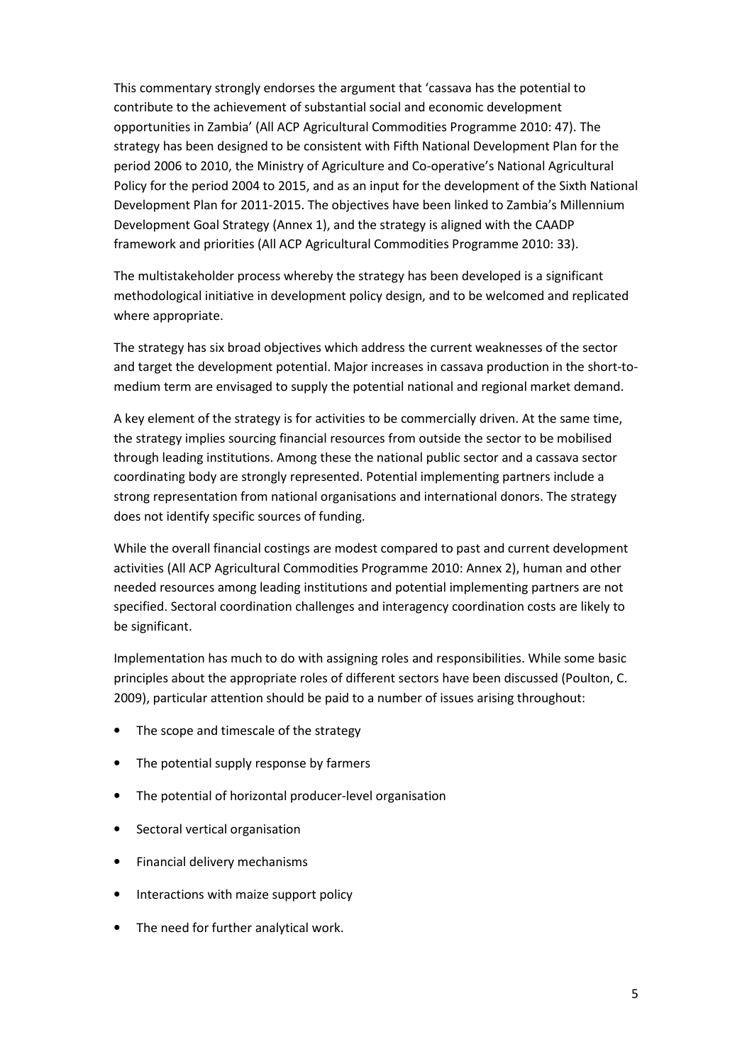This commentary strongly endorses the argument that 'cassava has the potential to contribute to the achievement of substantial social and economic development opportunities in Zambia' (All ACP Agricultural Commodities Programme 2010: 47). The strategy has been designed to be consistent with Fifth National Development Plan for the period 2006 to 2010, the Ministry of Agriculture and Co-operative's National Agricultural Policy for the period 2004 to 2015, and as an input for the development of the Sixth National Development Plan for 2011-2015. The objectives have been linked to Zambia's Millennium Development Goal Strategy (Annex 1), and the strategy is aligned with the CAADP framework and priorities (All ACP Agricultural Commodities Programme 2010: 33).

The multistakeholder process whereby the strategy has been developed is a significant methodological initiative in development policy design, and to be welcomed and replicated where appropriate.

The strategy has six broad objectives which address the current weaknesses of the sector and target the development potential. Major increases in cassava production in the short-to-medium term are envisaged to supply the potential national and regional market demand.

A key element of the strategy is for activities to be commercially driven. At the same time, the strategy implies sourcing financial resources from outside the sector to be mobilised through leading institutions. Among these the national public sector and a cassava sector coordinating body are strongly represented. Potential implementing partners include a strong representation from national organisations and international donors. The strategy does not identify specific sources of funding.

While the overall financial costings are modest compared to past and current development activities (All ACP Agricultural Commodities Programme 2010: Annex 2), human and other needed resources among leading institutions and potential implementing partners are not specified. Sectoral coordination challenges and interagency coordination costs are likely to be significant.

Implementation has much to do with assigning roles and responsibilities. While some basic principles about the appropriate roles of different sectors have been discussed (Poulton, C. 2009), particular attention should be paid to a number of issues arising throughout:

- The scope and timescale of the strategy
- The potential supply response by farmers
- The potential of horizontal producer-level organisation
- Sectoral vertical organisation
- Financial delivery mechanisms
- Interactions with maize support policy
- The need for further analytical work.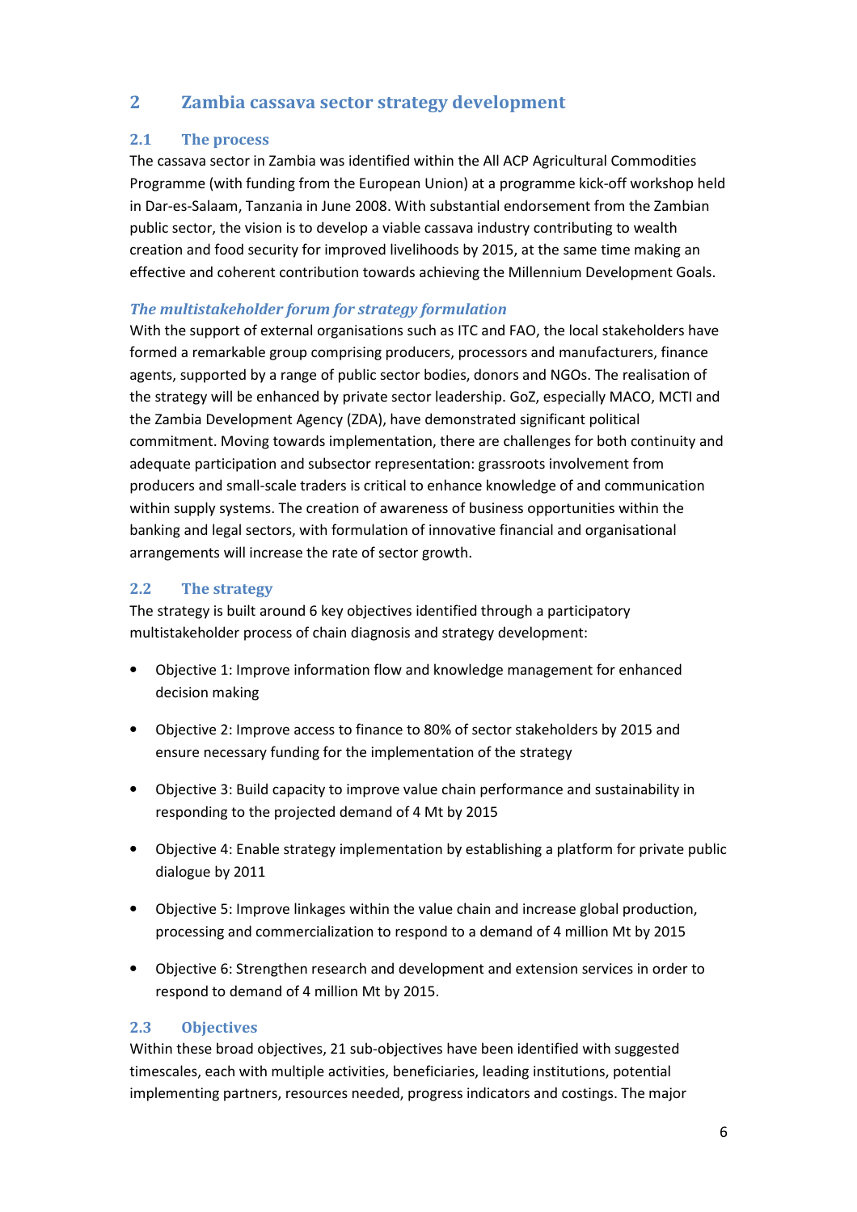# 2 Zambia cassava sector strategy development

## 2.1 The process

The cassava sector in Zambia was identified within the All ACP Agricultural Commodities Programme (with funding from the European Union) at a programme kick-off workshop held in Dar-es-Salaam, Tanzania in June 2008. With substantial endorsement from the Zambian public sector, the vision is to develop a viable cassava industry contributing to wealth creation and food security for improved livelihoods by 2015, at the same time making an effective and coherent contribution towards achieving the Millennium Development Goals.

### *The multistakeholder forum for strategy formulation*

With the support of external organisations such as ITC and FAO, the local stakeholders have formed a remarkable group comprising producers, processors and manufacturers, finance agents, supported by a range of public sector bodies, donors and NGOs. The realisation of the strategy will be enhanced by private sector leadership. GoZ, especially MACO, MCTI and the Zambia Development Agency (ZDA), have demonstrated significant political commitment. Moving towards implementation, there are challenges for both continuity and adequate participation and subsector representation: grassroots involvement from producers and small-scale traders is critical to enhance knowledge of and communication within supply systems. The creation of awareness of business opportunities within the banking and legal sectors, with formulation of innovative financial and organisational arrangements will increase the rate of sector growth.

## 2.2 The strategy

The strategy is built around 6 key objectives identified through a participatory multistakeholder process of chain diagnosis and strategy development:

- Objective 1: Improve information flow and knowledge management for enhanced decision making
- Objective 2: Improve access to finance to 80% of sector stakeholders by 2015 and ensure necessary funding for the implementation of the strategy
- Objective 3: Build capacity to improve value chain performance and sustainability in responding to the projected demand of 4 Mt by 2015
- Objective 4: Enable strategy implementation by establishing a platform for private public dialogue by 2011
- Objective 5: Improve linkages within the value chain and increase global production, processing and commercialization to respond to a demand of 4 million Mt by 2015
- Objective 6: Strengthen research and development and extension services in order to respond to demand of 4 million Mt by 2015.

## 2.3 Objectives

Within these broad objectives, 21 sub-objectives have been identified with suggested timescales, each with multiple activities, beneficiaries, leading institutions, potential implementing partners, resources needed, progress indicators and costings. The major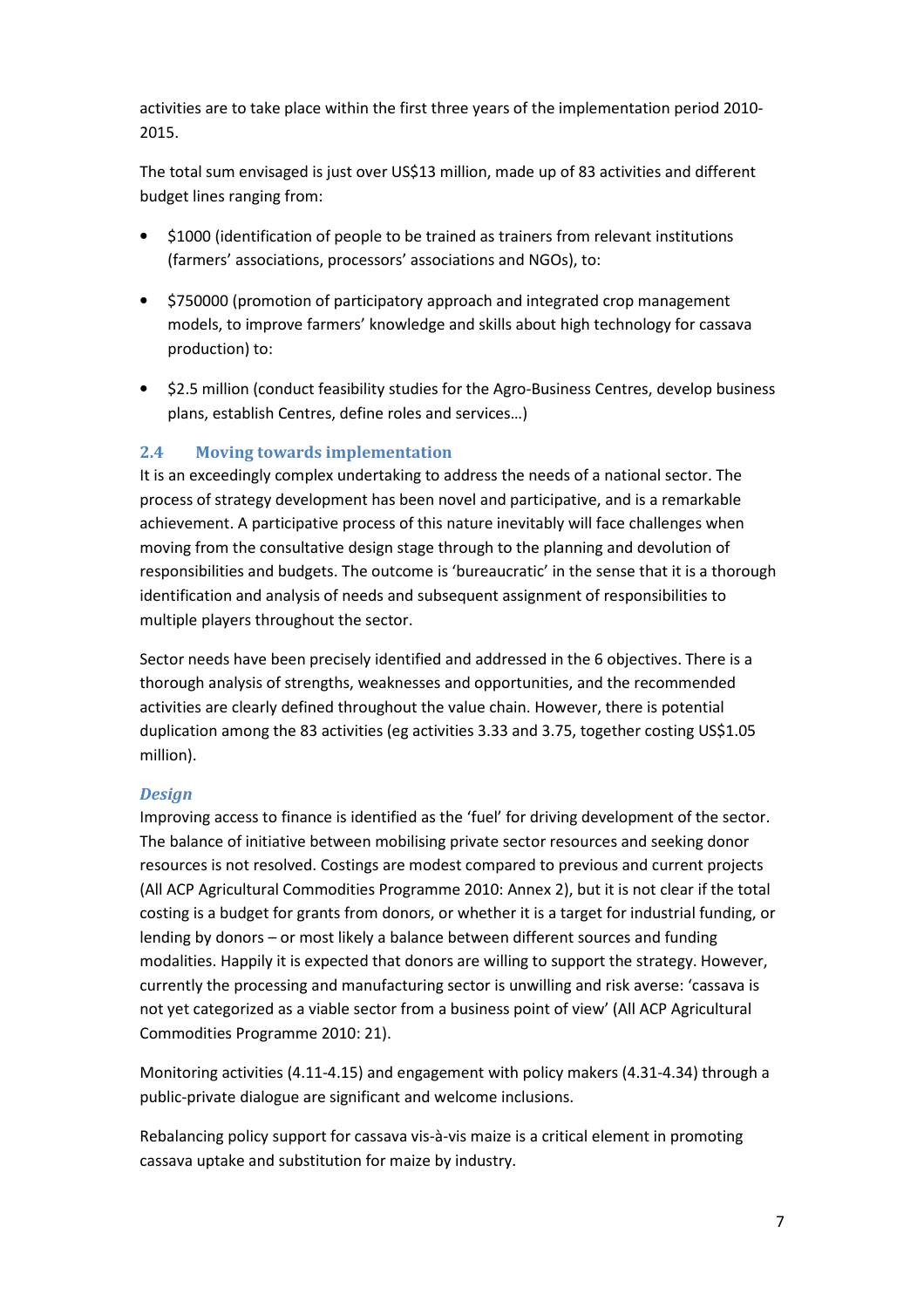activities are to take place within the first three years of the implementation period 2010-2015.

The total sum envisaged is just over US$13 million, made up of 83 activities and different budget lines ranging from:

- $1000 (identification of people to be trained as trainers from relevant institutions (farmers' associations, processors' associations and NGOs), to:
- $750000 (promotion of participatory approach and integrated crop management models, to improve farmers' knowledge and skills about high technology for cassava production) to:
- $2.5 million (conduct feasibility studies for the Agro-Business Centres, develop business plans, establish Centres, define roles and services…)

### 2.4 Moving towards implementation

It is an exceedingly complex undertaking to address the needs of a national sector. The process of strategy development has been novel and participative, and is a remarkable achievement. A participative process of this nature inevitably will face challenges when moving from the consultative design stage through to the planning and devolution of responsibilities and budgets. The outcome is 'bureaucratic' in the sense that it is a thorough identification and analysis of needs and subsequent assignment of responsibilities to multiple players throughout the sector.

Sector needs have been precisely identified and addressed in the 6 objectives. There is a thorough analysis of strengths, weaknesses and opportunities, and the recommended activities are clearly defined throughout the value chain. However, there is potential duplication among the 83 activities (eg activities 3.33 and 3.75, together costing US$1.05 million).

#### *Design*

Improving access to finance is identified as the 'fuel' for driving development of the sector. The balance of initiative between mobilising private sector resources and seeking donor resources is not resolved. Costings are modest compared to previous and current projects (All ACP Agricultural Commodities Programme 2010: Annex 2), but it is not clear if the total costing is a budget for grants from donors, or whether it is a target for industrial funding, or lending by donors – or most likely a balance between different sources and funding modalities. Happily it is expected that donors are willing to support the strategy. However, currently the processing and manufacturing sector is unwilling and risk averse: 'cassava is not yet categorized as a viable sector from a business point of view' (All ACP Agricultural Commodities Programme 2010: 21).

Monitoring activities (4.11-4.15) and engagement with policy makers (4.31-4.34) through a public-private dialogue are significant and welcome inclusions.

Rebalancing policy support for cassava vis-à-vis maize is a critical element in promoting cassava uptake and substitution for maize by industry.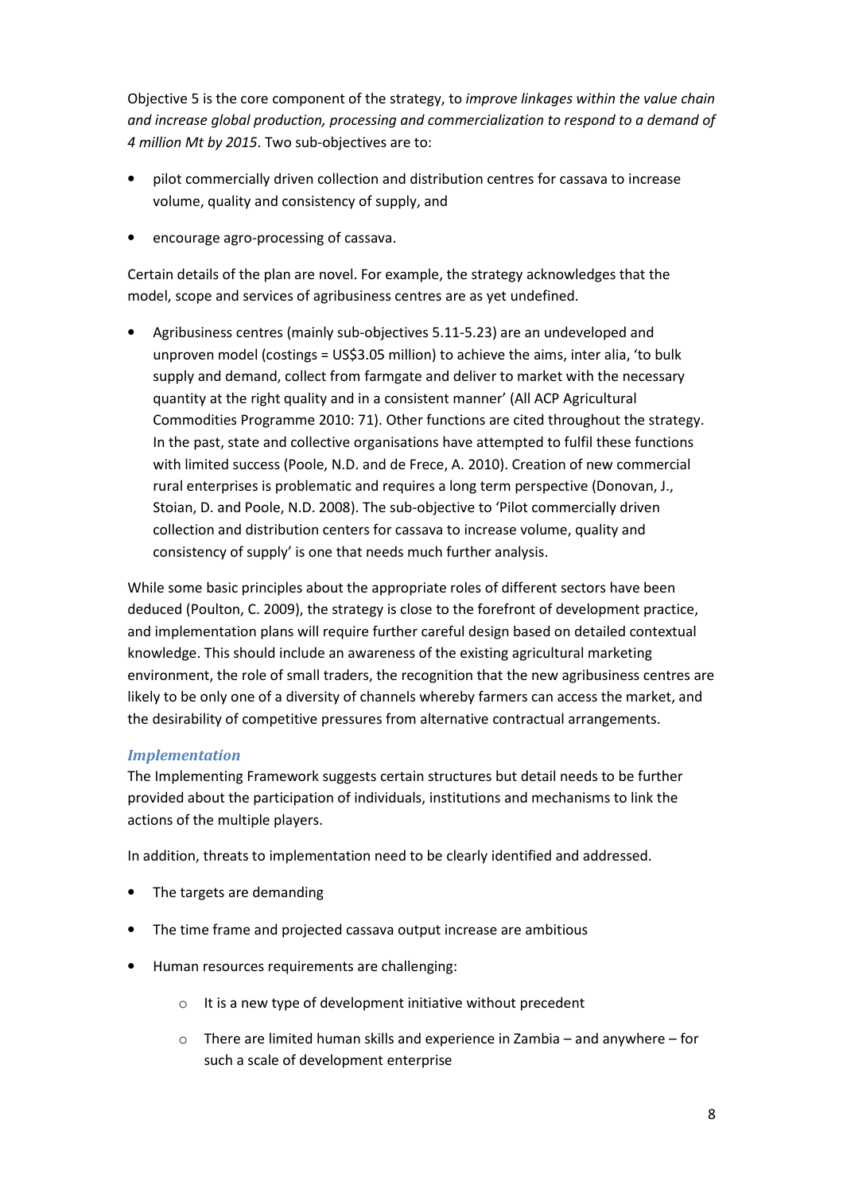Objective 5 is the core component of the strategy, to *improve linkages within the value chain and increase global production, processing and commercialization to respond to a demand of 4 million Mt by 2015*. Two sub-objectives are to:

- pilot commercially driven collection and distribution centres for cassava to increase volume, quality and consistency of supply, and
- encourage agro-processing of cassava.

Certain details of the plan are novel. For example, the strategy acknowledges that the model, scope and services of agribusiness centres are as yet undefined.

- Agribusiness centres (mainly sub-objectives 5.11-5.23) are an undeveloped and unproven model (costings = US$3.05 million) to achieve the aims, inter alia, 'to bulk supply and demand, collect from farmgate and deliver to market with the necessary quantity at the right quality and in a consistent manner' (All ACP Agricultural Commodities Programme 2010: 71). Other functions are cited throughout the strategy. In the past, state and collective organisations have attempted to fulfil these functions with limited success (Poole, N.D. and de Frece, A. 2010). Creation of new commercial rural enterprises is problematic and requires a long term perspective (Donovan, J., Stoian, D. and Poole, N.D. 2008). The sub-objective to 'Pilot commercially driven collection and distribution centers for cassava to increase volume, quality and consistency of supply' is one that needs much further analysis.

While some basic principles about the appropriate roles of different sectors have been deduced (Poulton, C. 2009), the strategy is close to the forefront of development practice, and implementation plans will require further careful design based on detailed contextual knowledge. This should include an awareness of the existing agricultural marketing environment, the role of small traders, the recognition that the new agribusiness centres are likely to be only one of a diversity of channels whereby farmers can access the market, and the desirability of competitive pressures from alternative contractual arrangements.

### Implementation

The Implementing Framework suggests certain structures but detail needs to be further provided about the participation of individuals, institutions and mechanisms to link the actions of the multiple players.

In addition, threats to implementation need to be clearly identified and addressed.

- The targets are demanding
- The time frame and projected cassava output increase are ambitious
- Human resources requirements are challenging:
    - It is a new type of development initiative without precedent
    - There are limited human skills and experience in Zambia – and anywhere – for such a scale of development enterprise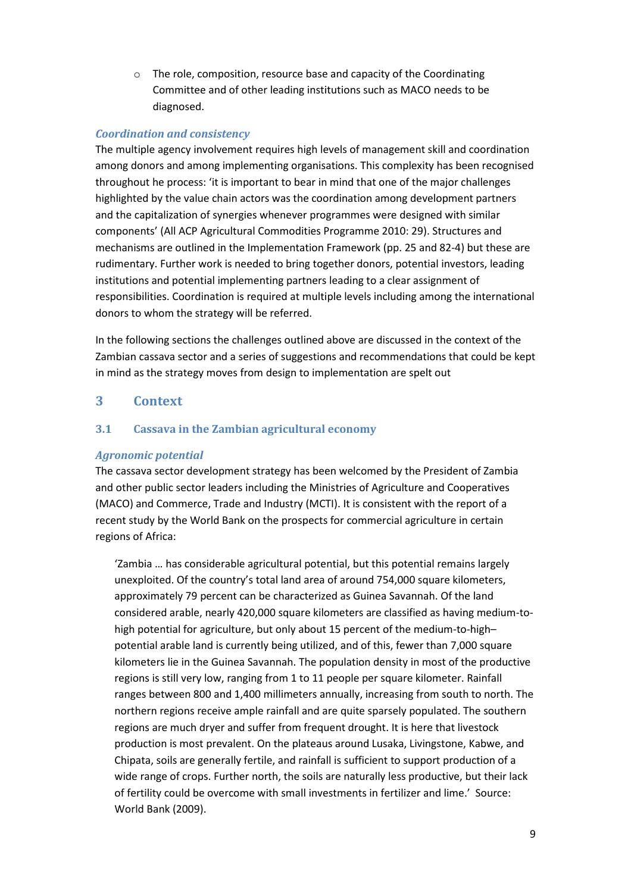- The role, composition, resource base and capacity of the Coordinating Committee and of other leading institutions such as MACO needs to be diagnosed.

*Coordination and consistency*

The multiple agency involvement requires high levels of management skill and coordination among donors and among implementing organisations. This complexity has been recognised throughout he process: 'it is important to bear in mind that one of the major challenges highlighted by the value chain actors was the coordination among development partners and the capitalization of synergies whenever programmes were designed with similar components' (All ACP Agricultural Commodities Programme 2010: 29). Structures and mechanisms are outlined in the Implementation Framework (pp. 25 and 82-4) but these are rudimentary. Further work is needed to bring together donors, potential investors, leading institutions and potential implementing partners leading to a clear assignment of responsibilities. Coordination is required at multiple levels including among the international donors to whom the strategy will be referred.

In the following sections the challenges outlined above are discussed in the context of the Zambian cassava sector and a series of suggestions and recommendations that could be kept in mind as the strategy moves from design to implementation are spelt out

## 3 Context

### 3.1 Cassava in the Zambian agricultural economy

*Agronomic potential*

The cassava sector development strategy has been welcomed by the President of Zambia and other public sector leaders including the Ministries of Agriculture and Cooperatives (MACO) and Commerce, Trade and Industry (MCTI). It is consistent with the report of a recent study by the World Bank on the prospects for commercial agriculture in certain regions of Africa:

> 'Zambia … has considerable agricultural potential, but this potential remains largely unexploited. Of the country's total land area of around 754,000 square kilometers, approximately 79 percent can be characterized as Guinea Savannah. Of the land considered arable, nearly 420,000 square kilometers are classified as having medium-to-high potential for agriculture, but only about 15 percent of the medium-to-high–potential arable land is currently being utilized, and of this, fewer than 7,000 square kilometers lie in the Guinea Savannah. The population density in most of the productive regions is still very low, ranging from 1 to 11 people per square kilometer. Rainfall ranges between 800 and 1,400 millimeters annually, increasing from south to north. The northern regions receive ample rainfall and are quite sparsely populated. The southern regions are much dryer and suffer from frequent drought. It is here that livestock production is most prevalent. On the plateaus around Lusaka, Livingstone, Kabwe, and Chipata, soils are generally fertile, and rainfall is sufficient to support production of a wide range of crops. Further north, the soils are naturally less productive, but their lack of fertility could be overcome with small investments in fertilizer and lime.' Source: World Bank (2009).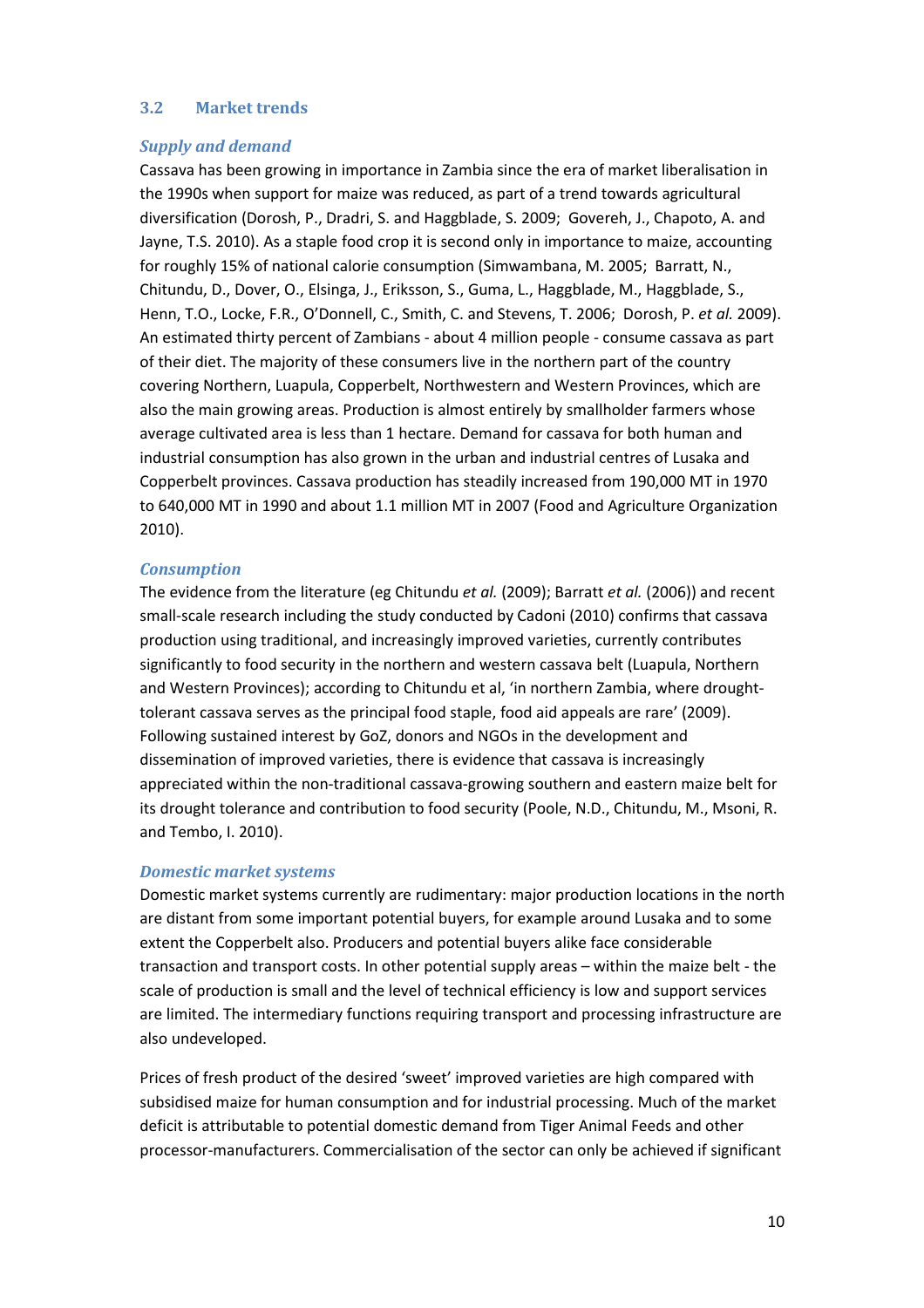### 3.2 Market trends

#### *Supply and demand*

Cassava has been growing in importance in Zambia since the era of market liberalisation in the 1990s when support for maize was reduced, as part of a trend towards agricultural diversification (Dorosh, P., Dradri, S. and Haggblade, S. 2009; Govereh, J., Chapoto, A. and Jayne, T.S. 2010). As a staple food crop it is second only in importance to maize, accounting for roughly 15% of national calorie consumption (Simwambana, M. 2005; Barratt, N., Chitundu, D., Dover, O., Elsinga, J., Eriksson, S., Guma, L., Haggblade, M., Haggblade, S., Henn, T.O., Locke, F.R., O'Donnell, C., Smith, C. and Stevens, T. 2006; Dorosh, P. *et al.* 2009). An estimated thirty percent of Zambians - about 4 million people - consume cassava as part of their diet. The majority of these consumers live in the northern part of the country covering Northern, Luapula, Copperbelt, Northwestern and Western Provinces, which are also the main growing areas. Production is almost entirely by smallholder farmers whose average cultivated area is less than 1 hectare. Demand for cassava for both human and industrial consumption has also grown in the urban and industrial centres of Lusaka and Copperbelt provinces. Cassava production has steadily increased from 190,000 MT in 1970 to 640,000 MT in 1990 and about 1.1 million MT in 2007 (Food and Agriculture Organization 2010).

#### *Consumption*

The evidence from the literature (eg Chitundu *et al.* (2009); Barratt *et al.* (2006)) and recent small-scale research including the study conducted by Cadoni (2010) confirms that cassava production using traditional, and increasingly improved varieties, currently contributes significantly to food security in the northern and western cassava belt (Luapula, Northern and Western Provinces); according to Chitundu et al, 'in northern Zambia, where drought-tolerant cassava serves as the principal food staple, food aid appeals are rare' (2009). Following sustained interest by GoZ, donors and NGOs in the development and dissemination of improved varieties, there is evidence that cassava is increasingly appreciated within the non-traditional cassava-growing southern and eastern maize belt for its drought tolerance and contribution to food security (Poole, N.D., Chitundu, M., Msoni, R. and Tembo, I. 2010).

#### *Domestic market systems*

Domestic market systems currently are rudimentary: major production locations in the north are distant from some important potential buyers, for example around Lusaka and to some extent the Copperbelt also. Producers and potential buyers alike face considerable transaction and transport costs. In other potential supply areas – within the maize belt - the scale of production is small and the level of technical efficiency is low and support services are limited. The intermediary functions requiring transport and processing infrastructure are also undeveloped.

Prices of fresh product of the desired 'sweet' improved varieties are high compared with subsidised maize for human consumption and for industrial processing. Much of the market deficit is attributable to potential domestic demand from Tiger Animal Feeds and other processor-manufacturers. Commercialisation of the sector can only be achieved if significant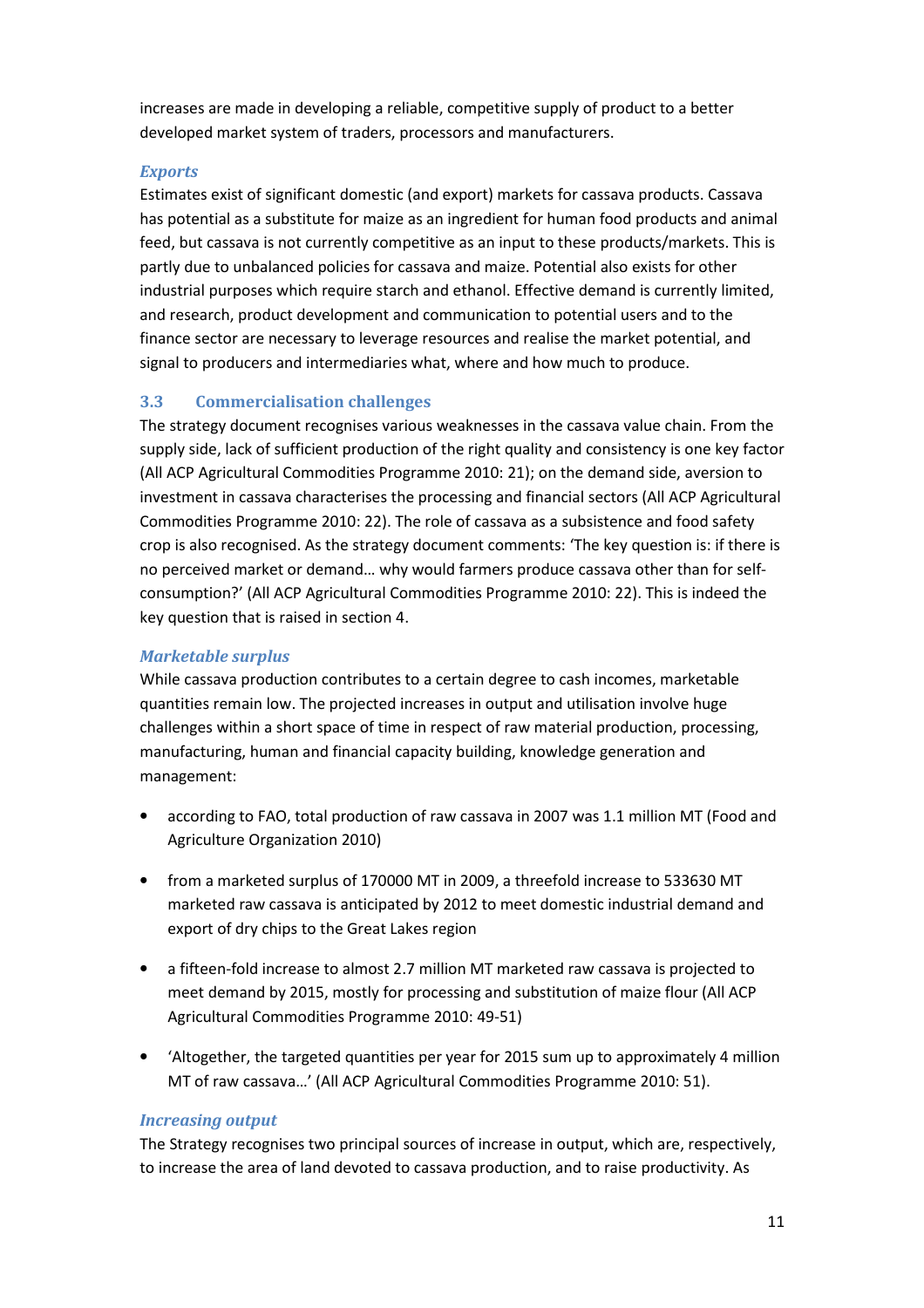increases are made in developing a reliable, competitive supply of product to a better developed market system of traders, processors and manufacturers.

#### *Exports*

Estimates exist of significant domestic (and export) markets for cassava products. Cassava has potential as a substitute for maize as an ingredient for human food products and animal feed, but cassava is not currently competitive as an input to these products/markets. This is partly due to unbalanced policies for cassava and maize. Potential also exists for other industrial purposes which require starch and ethanol. Effective demand is currently limited, and research, product development and communication to potential users and to the finance sector are necessary to leverage resources and realise the market potential, and signal to producers and intermediaries what, where and how much to produce.

### 3.3 Commercialisation challenges

The strategy document recognises various weaknesses in the cassava value chain. From the supply side, lack of sufficient production of the right quality and consistency is one key factor (All ACP Agricultural Commodities Programme 2010: 21); on the demand side, aversion to investment in cassava characterises the processing and financial sectors (All ACP Agricultural Commodities Programme 2010: 22). The role of cassava as a subsistence and food safety crop is also recognised. As the strategy document comments: 'The key question is: if there is no perceived market or demand… why would farmers produce cassava other than for self-consumption?' (All ACP Agricultural Commodities Programme 2010: 22). This is indeed the key question that is raised in section 4.

#### *Marketable surplus*

While cassava production contributes to a certain degree to cash incomes, marketable quantities remain low. The projected increases in output and utilisation involve huge challenges within a short space of time in respect of raw material production, processing, manufacturing, human and financial capacity building, knowledge generation and management:

- according to FAO, total production of raw cassava in 2007 was 1.1 million MT (Food and Agriculture Organization 2010)
- from a marketed surplus of 170000 MT in 2009, a threefold increase to 533630 MT marketed raw cassava is anticipated by 2012 to meet domestic industrial demand and export of dry chips to the Great Lakes region
- a fifteen-fold increase to almost 2.7 million MT marketed raw cassava is projected to meet demand by 2015, mostly for processing and substitution of maize flour (All ACP Agricultural Commodities Programme 2010: 49-51)
- 'Altogether, the targeted quantities per year for 2015 sum up to approximately 4 million MT of raw cassava…' (All ACP Agricultural Commodities Programme 2010: 51).

#### *Increasing output*

The Strategy recognises two principal sources of increase in output, which are, respectively, to increase the area of land devoted to cassava production, and to raise productivity. As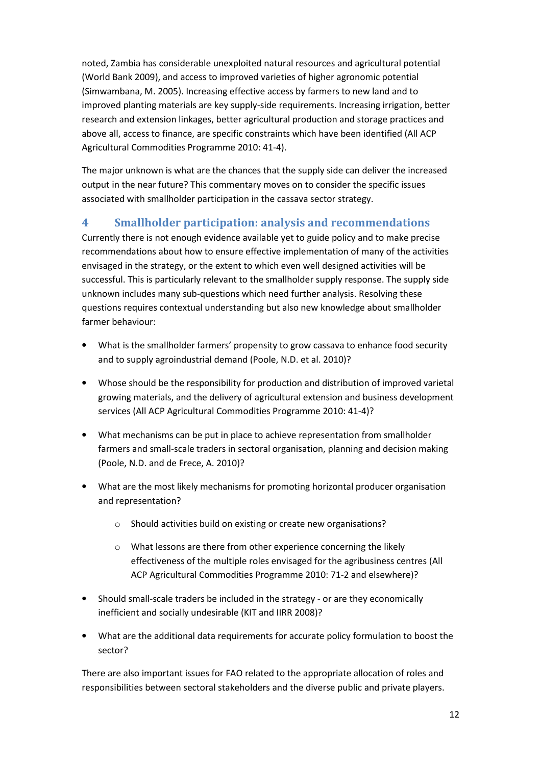noted, Zambia has considerable unexploited natural resources and agricultural potential (World Bank 2009), and access to improved varieties of higher agronomic potential (Simwambana, M. 2005). Increasing effective access by farmers to new land and to improved planting materials are key supply-side requirements. Increasing irrigation, better research and extension linkages, better agricultural production and storage practices and above all, access to finance, are specific constraints which have been identified (All ACP Agricultural Commodities Programme 2010: 41-4).

The major unknown is what are the chances that the supply side can deliver the increased output in the near future? This commentary moves on to consider the specific issues associated with smallholder participation in the cassava sector strategy.

# 4 Smallholder participation: analysis and recommendations

Currently there is not enough evidence available yet to guide policy and to make precise recommendations about how to ensure effective implementation of many of the activities envisaged in the strategy, or the extent to which even well designed activities will be successful. This is particularly relevant to the smallholder supply response. The supply side unknown includes many sub-questions which need further analysis. Resolving these questions requires contextual understanding but also new knowledge about smallholder farmer behaviour:

- What is the smallholder farmers' propensity to grow cassava to enhance food security and to supply agroindustrial demand (Poole, N.D. et al. 2010)?
- Whose should be the responsibility for production and distribution of improved varietal growing materials, and the delivery of agricultural extension and business development services (All ACP Agricultural Commodities Programme 2010: 41-4)?
- What mechanisms can be put in place to achieve representation from smallholder farmers and small-scale traders in sectoral organisation, planning and decision making (Poole, N.D. and de Frece, A. 2010)?
- What are the most likely mechanisms for promoting horizontal producer organisation and representation?
    - Should activities build on existing or create new organisations?
    - What lessons are there from other experience concerning the likely effectiveness of the multiple roles envisaged for the agribusiness centres (All ACP Agricultural Commodities Programme 2010: 71-2 and elsewhere)?
- Should small-scale traders be included in the strategy - or are they economically inefficient and socially undesirable (KIT and IIRR 2008)?
- What are the additional data requirements for accurate policy formulation to boost the sector?

There are also important issues for FAO related to the appropriate allocation of roles and responsibilities between sectoral stakeholders and the diverse public and private players.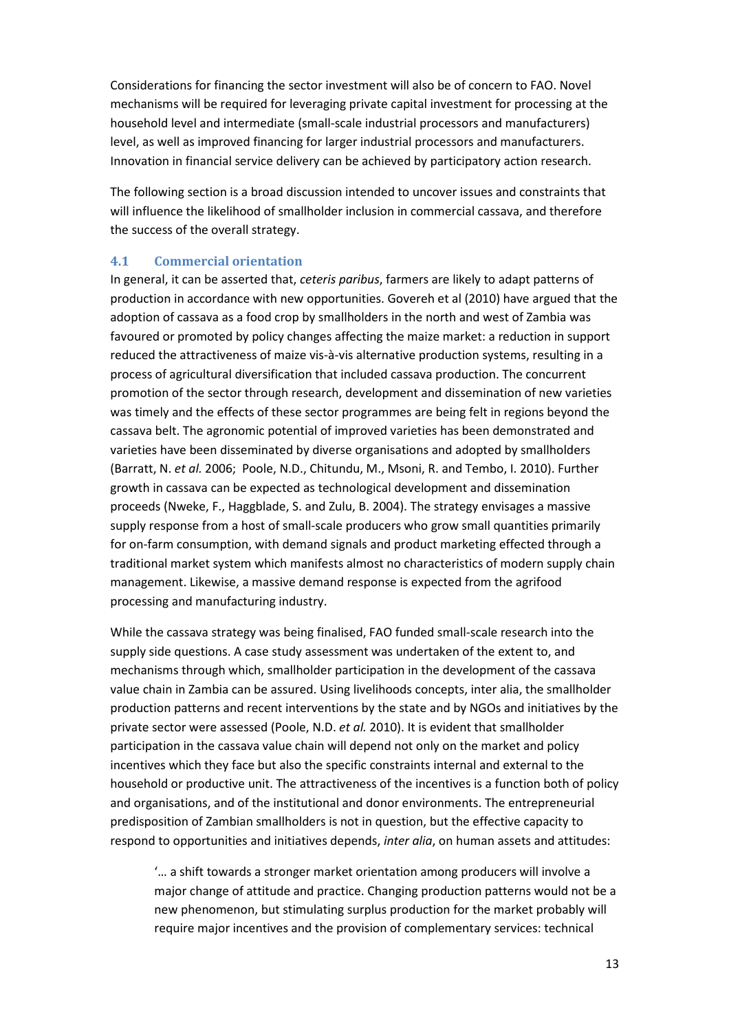Considerations for financing the sector investment will also be of concern to FAO. Novel mechanisms will be required for leveraging private capital investment for processing at the household level and intermediate (small-scale industrial processors and manufacturers) level, as well as improved financing for larger industrial processors and manufacturers. Innovation in financial service delivery can be achieved by participatory action research.

The following section is a broad discussion intended to uncover issues and constraints that will influence the likelihood of smallholder inclusion in commercial cassava, and therefore the success of the overall strategy.

### 4.1 Commercial orientation

In general, it can be asserted that, *ceteris paribus*, farmers are likely to adapt patterns of production in accordance with new opportunities. Govereh et al (2010) have argued that the adoption of cassava as a food crop by smallholders in the north and west of Zambia was favoured or promoted by policy changes affecting the maize market: a reduction in support reduced the attractiveness of maize vis-à-vis alternative production systems, resulting in a process of agricultural diversification that included cassava production. The concurrent promotion of the sector through research, development and dissemination of new varieties was timely and the effects of these sector programmes are being felt in regions beyond the cassava belt. The agronomic potential of improved varieties has been demonstrated and varieties have been disseminated by diverse organisations and adopted by smallholders (Barratt, N. *et al.* 2006; Poole, N.D., Chitundu, M., Msoni, R. and Tembo, I. 2010). Further growth in cassava can be expected as technological development and dissemination proceeds (Nweke, F., Haggblade, S. and Zulu, B. 2004). The strategy envisages a massive supply response from a host of small-scale producers who grow small quantities primarily for on-farm consumption, with demand signals and product marketing effected through a traditional market system which manifests almost no characteristics of modern supply chain management. Likewise, a massive demand response is expected from the agrifood processing and manufacturing industry.

While the cassava strategy was being finalised, FAO funded small-scale research into the supply side questions. A case study assessment was undertaken of the extent to, and mechanisms through which, smallholder participation in the development of the cassava value chain in Zambia can be assured. Using livelihoods concepts, inter alia, the smallholder production patterns and recent interventions by the state and by NGOs and initiatives by the private sector were assessed (Poole, N.D. *et al.* 2010). It is evident that smallholder participation in the cassava value chain will depend not only on the market and policy incentives which they face but also the specific constraints internal and external to the household or productive unit. The attractiveness of the incentives is a function both of policy and organisations, and of the institutional and donor environments. The entrepreneurial predisposition of Zambian smallholders is not in question, but the effective capacity to respond to opportunities and initiatives depends, *inter alia*, on human assets and attitudes:

> '… a shift towards a stronger market orientation among producers will involve a major change of attitude and practice. Changing production patterns would not be a new phenomenon, but stimulating surplus production for the market probably will require major incentives and the provision of complementary services: technical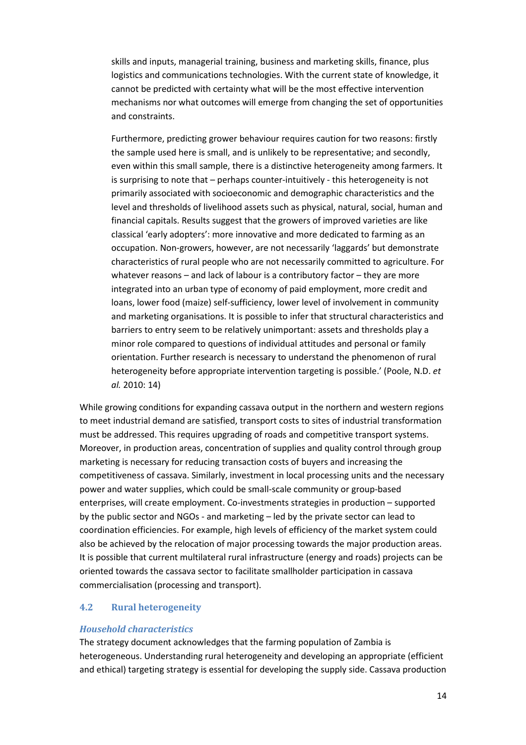> skills and inputs, managerial training, business and marketing skills, finance, plus logistics and communications technologies. With the current state of knowledge, it cannot be predicted with certainty what will be the most effective intervention mechanisms nor what outcomes will emerge from changing the set of opportunities and constraints.
>
> Furthermore, predicting grower behaviour requires caution for two reasons: firstly the sample used here is small, and is unlikely to be representative; and secondly, even within this small sample, there is a distinctive heterogeneity among farmers. It is surprising to note that – perhaps counter-intuitively - this heterogeneity is not primarily associated with socioeconomic and demographic characteristics and the level and thresholds of livelihood assets such as physical, natural, social, human and financial capitals. Results suggest that the growers of improved varieties are like classical 'early adopters': more innovative and more dedicated to farming as an occupation. Non-growers, however, are not necessarily 'laggards' but demonstrate characteristics of rural people who are not necessarily committed to agriculture. For whatever reasons – and lack of labour is a contributory factor – they are more integrated into an urban type of economy of paid employment, more credit and loans, lower food (maize) self-sufficiency, lower level of involvement in community and marketing organisations. It is possible to infer that structural characteristics and barriers to entry seem to be relatively unimportant: assets and thresholds play a minor role compared to questions of individual attitudes and personal or family orientation. Further research is necessary to understand the phenomenon of rural heterogeneity before appropriate intervention targeting is possible.' (Poole, N.D. *et al.* 2010: 14)

While growing conditions for expanding cassava output in the northern and western regions to meet industrial demand are satisfied, transport costs to sites of industrial transformation must be addressed. This requires upgrading of roads and competitive transport systems. Moreover, in production areas, concentration of supplies and quality control through group marketing is necessary for reducing transaction costs of buyers and increasing the competitiveness of cassava. Similarly, investment in local processing units and the necessary power and water supplies, which could be small-scale community or group-based enterprises, will create employment. Co-investments strategies in production – supported by the public sector and NGOs - and marketing – led by the private sector can lead to coordination efficiencies. For example, high levels of efficiency of the market system could also be achieved by the relocation of major processing towards the major production areas. It is possible that current multilateral rural infrastructure (energy and roads) projects can be oriented towards the cassava sector to facilitate smallholder participation in cassava commercialisation (processing and transport).

## 4.2 Rural heterogeneity

### *Household characteristics*

The strategy document acknowledges that the farming population of Zambia is heterogeneous. Understanding rural heterogeneity and developing an appropriate (efficient and ethical) targeting strategy is essential for developing the supply side. Cassava production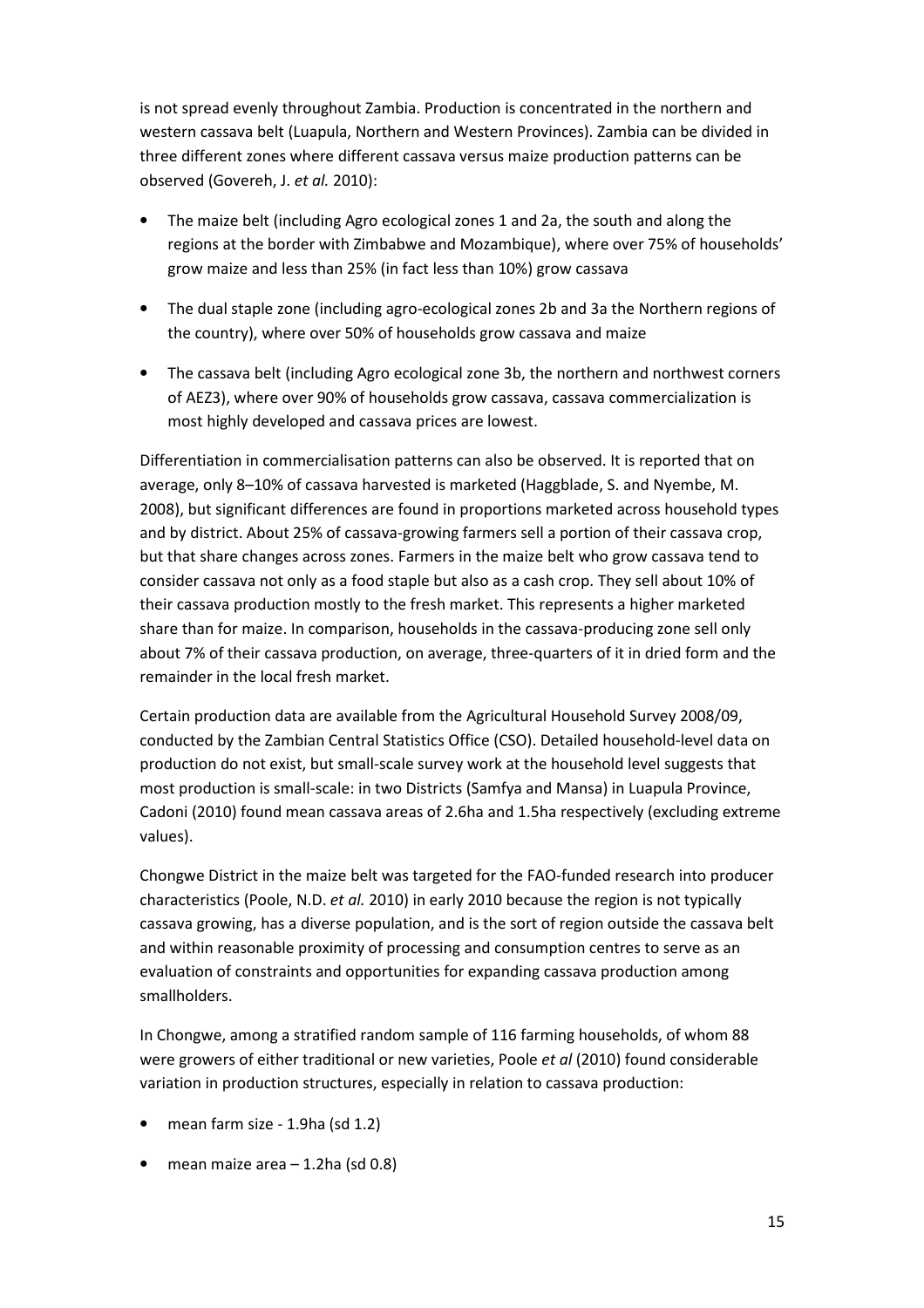is not spread evenly throughout Zambia. Production is concentrated in the northern and western cassava belt (Luapula, Northern and Western Provinces). Zambia can be divided in three different zones where different cassava versus maize production patterns can be observed (Govereh, J. *et al.* 2010):

- The maize belt (including Agro ecological zones 1 and 2a, the south and along the regions at the border with Zimbabwe and Mozambique), where over 75% of households' grow maize and less than 25% (in fact less than 10%) grow cassava
- The dual staple zone (including agro-ecological zones 2b and 3a the Northern regions of the country), where over 50% of households grow cassava and maize
- The cassava belt (including Agro ecological zone 3b, the northern and northwest corners of AEZ3), where over 90% of households grow cassava, cassava commercialization is most highly developed and cassava prices are lowest.

Differentiation in commercialisation patterns can also be observed. It is reported that on average, only 8–10% of cassava harvested is marketed (Haggblade, S. and Nyembe, M. 2008), but significant differences are found in proportions marketed across household types and by district. About 25% of cassava-growing farmers sell a portion of their cassava crop, but that share changes across zones. Farmers in the maize belt who grow cassava tend to consider cassava not only as a food staple but also as a cash crop. They sell about 10% of their cassava production mostly to the fresh market. This represents a higher marketed share than for maize. In comparison, households in the cassava-producing zone sell only about 7% of their cassava production, on average, three-quarters of it in dried form and the remainder in the local fresh market.

Certain production data are available from the Agricultural Household Survey 2008/09, conducted by the Zambian Central Statistics Office (CSO). Detailed household-level data on production do not exist, but small-scale survey work at the household level suggests that most production is small-scale: in two Districts (Samfya and Mansa) in Luapula Province, Cadoni (2010) found mean cassava areas of 2.6ha and 1.5ha respectively (excluding extreme values).

Chongwe District in the maize belt was targeted for the FAO-funded research into producer characteristics (Poole, N.D. *et al.* 2010) in early 2010 because the region is not typically cassava growing, has a diverse population, and is the sort of region outside the cassava belt and within reasonable proximity of processing and consumption centres to serve as an evaluation of constraints and opportunities for expanding cassava production among smallholders.

In Chongwe, among a stratified random sample of 116 farming households, of whom 88 were growers of either traditional or new varieties, Poole *et al* (2010) found considerable variation in production structures, especially in relation to cassava production:

- mean farm size - 1.9ha (sd 1.2)
- mean maize area – 1.2ha (sd 0.8)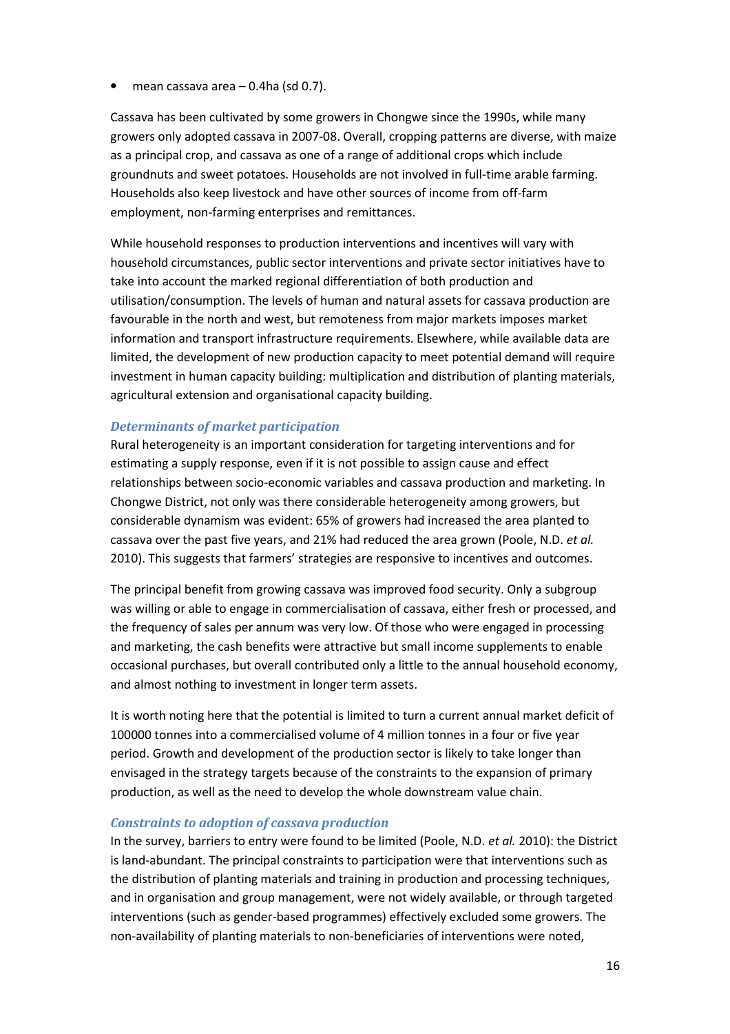- mean cassava area – 0.4ha (sd 0.7).

Cassava has been cultivated by some growers in Chongwe since the 1990s, while many growers only adopted cassava in 2007-08. Overall, cropping patterns are diverse, with maize as a principal crop, and cassava as one of a range of additional crops which include groundnuts and sweet potatoes. Households are not involved in full-time arable farming. Households also keep livestock and have other sources of income from off-farm employment, non-farming enterprises and remittances.

While household responses to production interventions and incentives will vary with household circumstances, public sector interventions and private sector initiatives have to take into account the marked regional differentiation of both production and utilisation/consumption. The levels of human and natural assets for cassava production are favourable in the north and west, but remoteness from major markets imposes market information and transport infrastructure requirements. Elsewhere, while available data are limited, the development of new production capacity to meet potential demand will require investment in human capacity building: multiplication and distribution of planting materials, agricultural extension and organisational capacity building.

### *Determinants of market participation*

Rural heterogeneity is an important consideration for targeting interventions and for estimating a supply response, even if it is not possible to assign cause and effect relationships between socio-economic variables and cassava production and marketing. In Chongwe District, not only was there considerable heterogeneity among growers, but considerable dynamism was evident: 65% of growers had increased the area planted to cassava over the past five years, and 21% had reduced the area grown (Poole, N.D. *et al.* 2010). This suggests that farmers' strategies are responsive to incentives and outcomes.

The principal benefit from growing cassava was improved food security. Only a subgroup was willing or able to engage in commercialisation of cassava, either fresh or processed, and the frequency of sales per annum was very low. Of those who were engaged in processing and marketing, the cash benefits were attractive but small income supplements to enable occasional purchases, but overall contributed only a little to the annual household economy, and almost nothing to investment in longer term assets.

It is worth noting here that the potential is limited to turn a current annual market deficit of 100000 tonnes into a commercialised volume of 4 million tonnes in a four or five year period. Growth and development of the production sector is likely to take longer than envisaged in the strategy targets because of the constraints to the expansion of primary production, as well as the need to develop the whole downstream value chain.

### *Constraints to adoption of cassava production*

In the survey, barriers to entry were found to be limited (Poole, N.D. *et al.* 2010): the District is land-abundant. The principal constraints to participation were that interventions such as the distribution of planting materials and training in production and processing techniques, and in organisation and group management, were not widely available, or through targeted interventions (such as gender-based programmes) effectively excluded some growers. The non-availability of planting materials to non-beneficiaries of interventions were noted,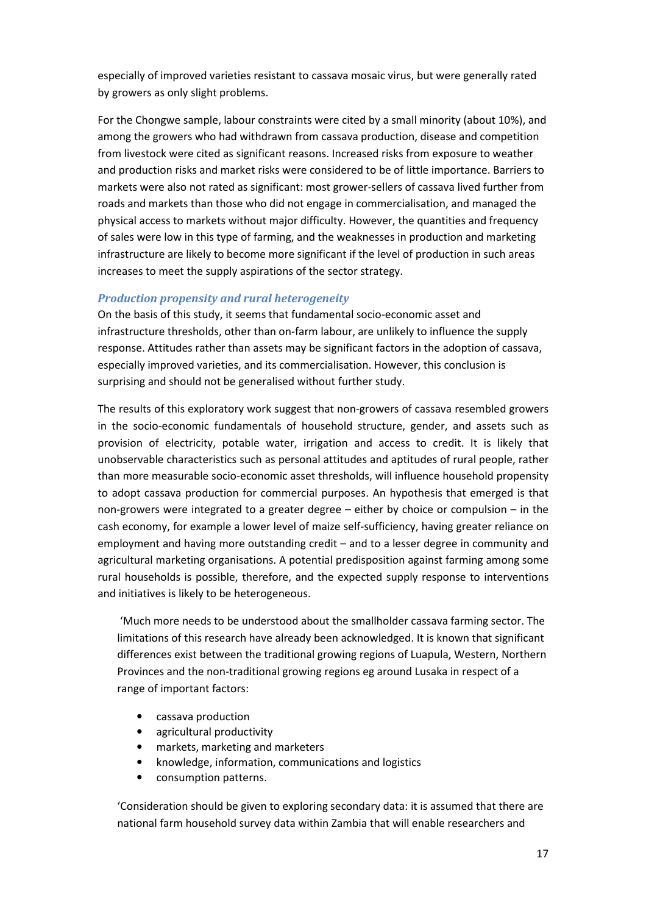especially of improved varieties resistant to cassava mosaic virus, but were generally rated by growers as only slight problems.

For the Chongwe sample, labour constraints were cited by a small minority (about 10%), and among the growers who had withdrawn from cassava production, disease and competition from livestock were cited as significant reasons. Increased risks from exposure to weather and production risks and market risks were considered to be of little importance. Barriers to markets were also not rated as significant: most grower-sellers of cassava lived further from roads and markets than those who did not engage in commercialisation, and managed the physical access to markets without major difficulty. However, the quantities and frequency of sales were low in this type of farming, and the weaknesses in production and marketing infrastructure are likely to become more significant if the level of production in such areas increases to meet the supply aspirations of the sector strategy.

### *Production propensity and rural heterogeneity*

On the basis of this study, it seems that fundamental socio-economic asset and infrastructure thresholds, other than on-farm labour, are unlikely to influence the supply response. Attitudes rather than assets may be significant factors in the adoption of cassava, especially improved varieties, and its commercialisation. However, this conclusion is surprising and should not be generalised without further study.

The results of this exploratory work suggest that non-growers of cassava resembled growers in the socio-economic fundamentals of household structure, gender, and assets such as provision of electricity, potable water, irrigation and access to credit. It is likely that unobservable characteristics such as personal attitudes and aptitudes of rural people, rather than more measurable socio-economic asset thresholds, will influence household propensity to adopt cassava production for commercial purposes. An hypothesis that emerged is that non-growers were integrated to a greater degree – either by choice or compulsion – in the cash economy, for example a lower level of maize self-sufficiency, having greater reliance on employment and having more outstanding credit – and to a lesser degree in community and agricultural marketing organisations. A potential predisposition against farming among some rural households is possible, therefore, and the expected supply response to interventions and initiatives is likely to be heterogeneous.

> 'Much more needs to be understood about the smallholder cassava farming sector. The limitations of this research have already been acknowledged. It is known that significant differences exist between the traditional growing regions of Luapula, Western, Northern Provinces and the non-traditional growing regions eg around Lusaka in respect of a range of important factors:
>
> - cassava production
> - agricultural productivity
> - markets, marketing and marketers
> - knowledge, information, communications and logistics
> - consumption patterns.
>
> 'Consideration should be given to exploring secondary data: it is assumed that there are national farm household survey data within Zambia that will enable researchers and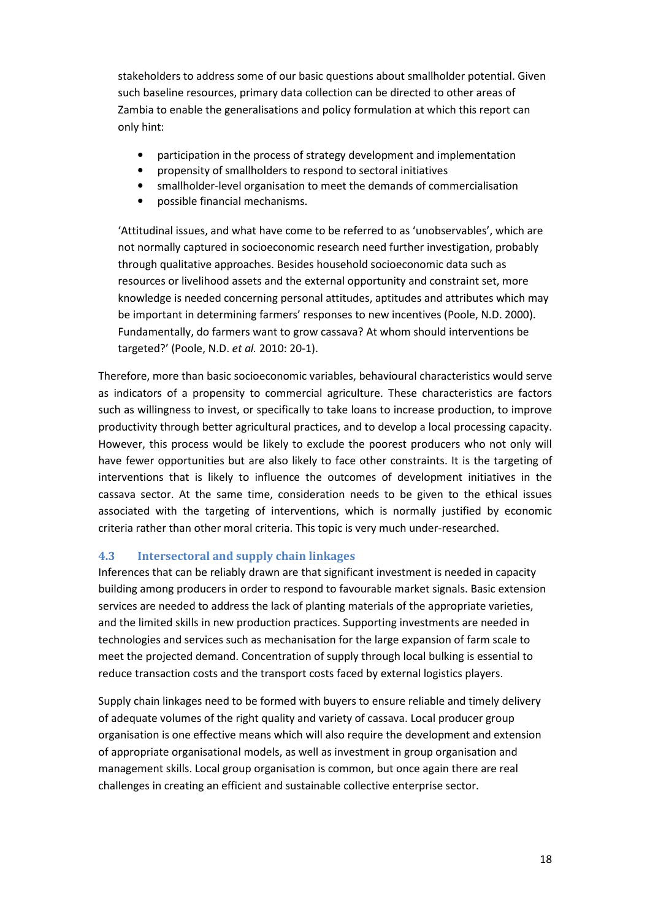stakeholders to address some of our basic questions about smallholder potential. Given such baseline resources, primary data collection can be directed to other areas of Zambia to enable the generalisations and policy formulation at which this report can only hint:

- participation in the process of strategy development and implementation
- propensity of smallholders to respond to sectoral initiatives
- smallholder-level organisation to meet the demands of commercialisation
- possible financial mechanisms.

> 'Attitudinal issues, and what have come to be referred to as 'unobservables', which are not normally captured in socioeconomic research need further investigation, probably through qualitative approaches. Besides household socioeconomic data such as resources or livelihood assets and the external opportunity and constraint set, more knowledge is needed concerning personal attitudes, aptitudes and attributes which may be important in determining farmers' responses to new incentives (Poole, N.D. 2000). Fundamentally, do farmers want to grow cassava? At whom should interventions be targeted?' (Poole, N.D. *et al.* 2010: 20-1).

Therefore, more than basic socioeconomic variables, behavioural characteristics would serve as indicators of a propensity to commercial agriculture. These characteristics are factors such as willingness to invest, or specifically to take loans to increase production, to improve productivity through better agricultural practices, and to develop a local processing capacity. However, this process would be likely to exclude the poorest producers who not only will have fewer opportunities but are also likely to face other constraints. It is the targeting of interventions that is likely to influence the outcomes of development initiatives in the cassava sector. At the same time, consideration needs to be given to the ethical issues associated with the targeting of interventions, which is normally justified by economic criteria rather than other moral criteria. This topic is very much under-researched.

### 4.3 Intersectoral and supply chain linkages

Inferences that can be reliably drawn are that significant investment is needed in capacity building among producers in order to respond to favourable market signals. Basic extension services are needed to address the lack of planting materials of the appropriate varieties, and the limited skills in new production practices. Supporting investments are needed in technologies and services such as mechanisation for the large expansion of farm scale to meet the projected demand. Concentration of supply through local bulking is essential to reduce transaction costs and the transport costs faced by external logistics players.

Supply chain linkages need to be formed with buyers to ensure reliable and timely delivery of adequate volumes of the right quality and variety of cassava. Local producer group organisation is one effective means which will also require the development and extension of appropriate organisational models, as well as investment in group organisation and management skills. Local group organisation is common, but once again there are real challenges in creating an efficient and sustainable collective enterprise sector.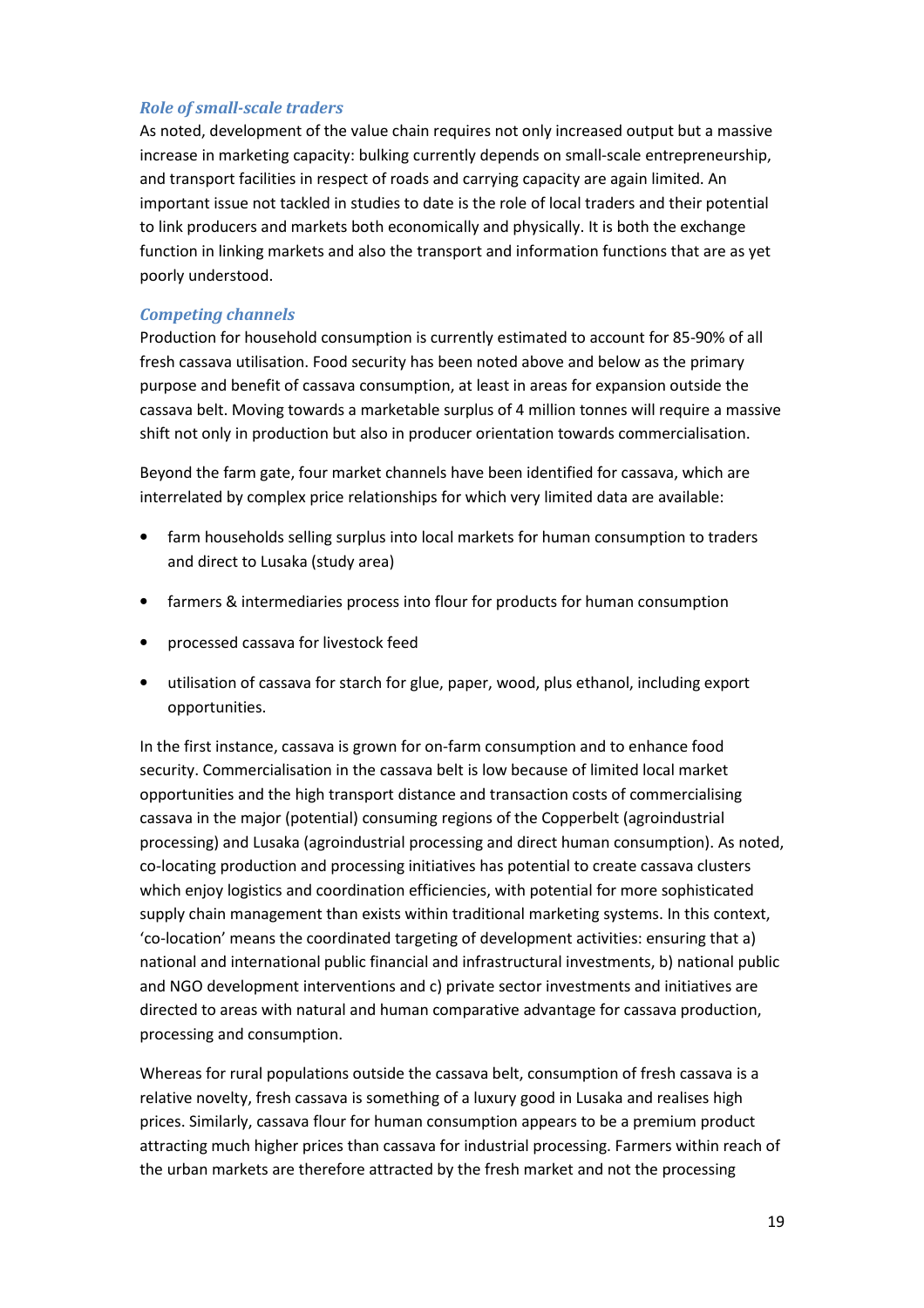### *Role of small-scale traders*

As noted, development of the value chain requires not only increased output but a massive increase in marketing capacity: bulking currently depends on small-scale entrepreneurship, and transport facilities in respect of roads and carrying capacity are again limited. An important issue not tackled in studies to date is the role of local traders and their potential to link producers and markets both economically and physically. It is both the exchange function in linking markets and also the transport and information functions that are as yet poorly understood.

### *Competing channels*

Production for household consumption is currently estimated to account for 85-90% of all fresh cassava utilisation. Food security has been noted above and below as the primary purpose and benefit of cassava consumption, at least in areas for expansion outside the cassava belt. Moving towards a marketable surplus of 4 million tonnes will require a massive shift not only in production but also in producer orientation towards commercialisation.

Beyond the farm gate, four market channels have been identified for cassava, which are interrelated by complex price relationships for which very limited data are available:

- farm households selling surplus into local markets for human consumption to traders and direct to Lusaka (study area)
- farmers & intermediaries process into flour for products for human consumption
- processed cassava for livestock feed
- utilisation of cassava for starch for glue, paper, wood, plus ethanol, including export opportunities.

In the first instance, cassava is grown for on-farm consumption and to enhance food security. Commercialisation in the cassava belt is low because of limited local market opportunities and the high transport distance and transaction costs of commercialising cassava in the major (potential) consuming regions of the Copperbelt (agroindustrial processing) and Lusaka (agroindustrial processing and direct human consumption). As noted, co-locating production and processing initiatives has potential to create cassava clusters which enjoy logistics and coordination efficiencies, with potential for more sophisticated supply chain management than exists within traditional marketing systems. In this context, 'co-location' means the coordinated targeting of development activities: ensuring that a) national and international public financial and infrastructural investments, b) national public and NGO development interventions and c) private sector investments and initiatives are directed to areas with natural and human comparative advantage for cassava production, processing and consumption.

Whereas for rural populations outside the cassava belt, consumption of fresh cassava is a relative novelty, fresh cassava is something of a luxury good in Lusaka and realises high prices. Similarly, cassava flour for human consumption appears to be a premium product attracting much higher prices than cassava for industrial processing. Farmers within reach of the urban markets are therefore attracted by the fresh market and not the processing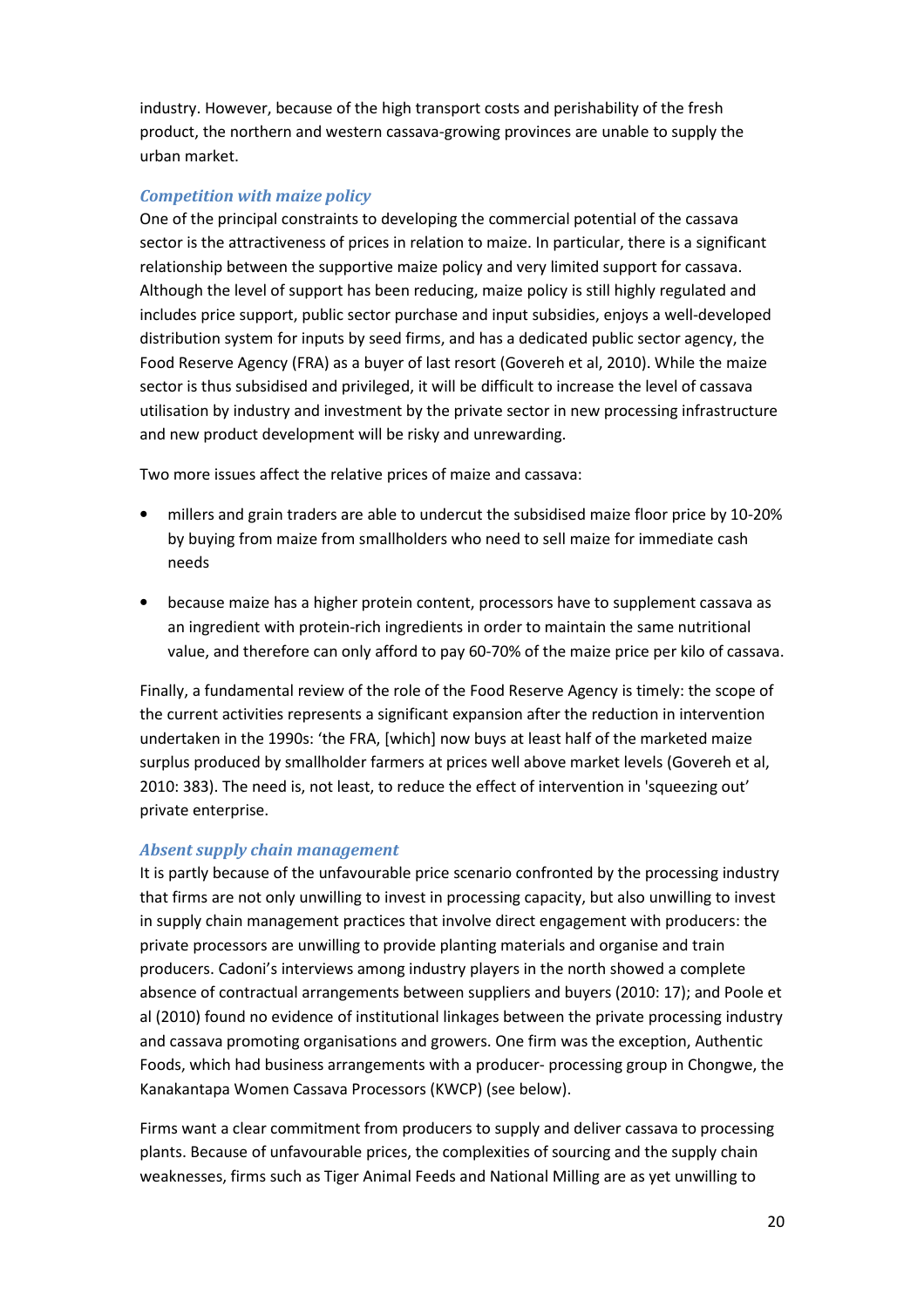industry. However, because of the high transport costs and perishability of the fresh product, the northern and western cassava-growing provinces are unable to supply the urban market.

### *Competition with maize policy*

One of the principal constraints to developing the commercial potential of the cassava sector is the attractiveness of prices in relation to maize. In particular, there is a significant relationship between the supportive maize policy and very limited support for cassava. Although the level of support has been reducing, maize policy is still highly regulated and includes price support, public sector purchase and input subsidies, enjoys a well-developed distribution system for inputs by seed firms, and has a dedicated public sector agency, the Food Reserve Agency (FRA) as a buyer of last resort (Govereh et al, 2010). While the maize sector is thus subsidised and privileged, it will be difficult to increase the level of cassava utilisation by industry and investment by the private sector in new processing infrastructure and new product development will be risky and unrewarding.

Two more issues affect the relative prices of maize and cassava:

- millers and grain traders are able to undercut the subsidised maize floor price by 10-20% by buying from maize from smallholders who need to sell maize for immediate cash needs
- because maize has a higher protein content, processors have to supplement cassava as an ingredient with protein-rich ingredients in order to maintain the same nutritional value, and therefore can only afford to pay 60-70% of the maize price per kilo of cassava.

Finally, a fundamental review of the role of the Food Reserve Agency is timely: the scope of the current activities represents a significant expansion after the reduction in intervention undertaken in the 1990s: 'the FRA, [which] now buys at least half of the marketed maize surplus produced by smallholder farmers at prices well above market levels (Govereh et al, 2010: 383). The need is, not least, to reduce the effect of intervention in 'squeezing out' private enterprise.

### *Absent supply chain management*

It is partly because of the unfavourable price scenario confronted by the processing industry that firms are not only unwilling to invest in processing capacity, but also unwilling to invest in supply chain management practices that involve direct engagement with producers: the private processors are unwilling to provide planting materials and organise and train producers. Cadoni's interviews among industry players in the north showed a complete absence of contractual arrangements between suppliers and buyers (2010: 17); and Poole et al (2010) found no evidence of institutional linkages between the private processing industry and cassava promoting organisations and growers. One firm was the exception, Authentic Foods, which had business arrangements with a producer- processing group in Chongwe, the Kanakantapa Women Cassava Processors (KWCP) (see below).

Firms want a clear commitment from producers to supply and deliver cassava to processing plants. Because of unfavourable prices, the complexities of sourcing and the supply chain weaknesses, firms such as Tiger Animal Feeds and National Milling are as yet unwilling to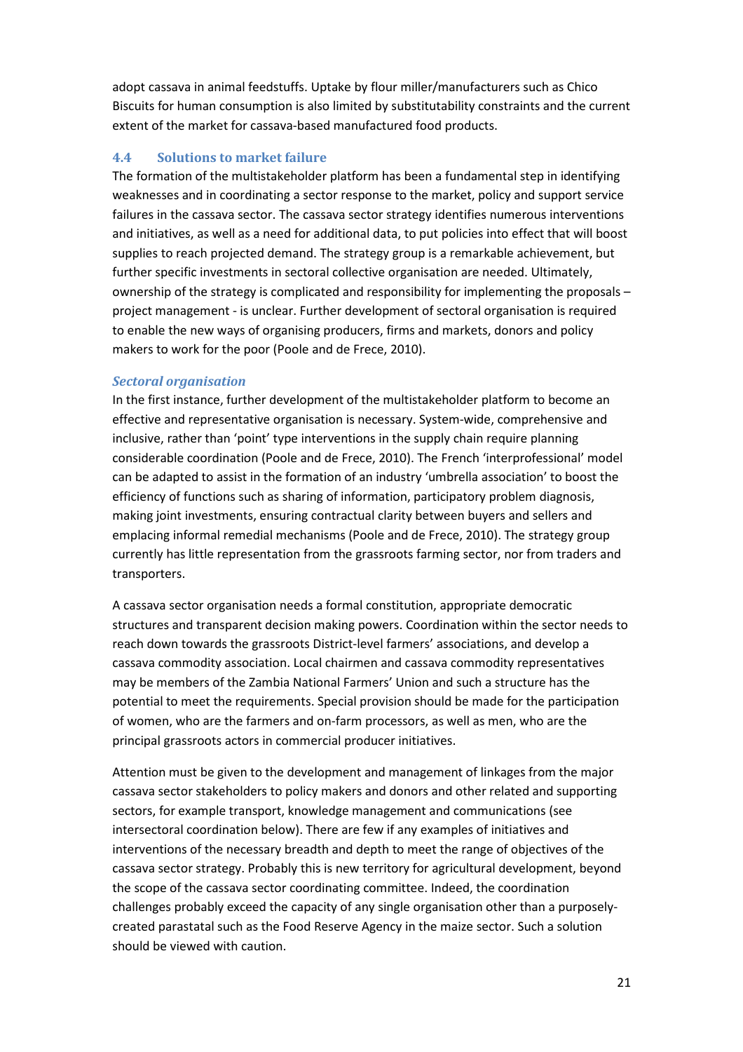adopt cassava in animal feedstuffs. Uptake by flour miller/manufacturers such as Chico Biscuits for human consumption is also limited by substitutability constraints and the current extent of the market for cassava-based manufactured food products.

### 4.4 Solutions to market failure

The formation of the multistakeholder platform has been a fundamental step in identifying weaknesses and in coordinating a sector response to the market, policy and support service failures in the cassava sector. The cassava sector strategy identifies numerous interventions and initiatives, as well as a need for additional data, to put policies into effect that will boost supplies to reach projected demand. The strategy group is a remarkable achievement, but further specific investments in sectoral collective organisation are needed. Ultimately, ownership of the strategy is complicated and responsibility for implementing the proposals – project management - is unclear. Further development of sectoral organisation is required to enable the new ways of organising producers, firms and markets, donors and policy makers to work for the poor (Poole and de Frece, 2010).

#### *Sectoral organisation*

In the first instance, further development of the multistakeholder platform to become an effective and representative organisation is necessary. System-wide, comprehensive and inclusive, rather than 'point' type interventions in the supply chain require planning considerable coordination (Poole and de Frece, 2010). The French 'interprofessional' model can be adapted to assist in the formation of an industry 'umbrella association' to boost the efficiency of functions such as sharing of information, participatory problem diagnosis, making joint investments, ensuring contractual clarity between buyers and sellers and emplacing informal remedial mechanisms (Poole and de Frece, 2010). The strategy group currently has little representation from the grassroots farming sector, nor from traders and transporters.

A cassava sector organisation needs a formal constitution, appropriate democratic structures and transparent decision making powers. Coordination within the sector needs to reach down towards the grassroots District-level farmers' associations, and develop a cassava commodity association. Local chairmen and cassava commodity representatives may be members of the Zambia National Farmers' Union and such a structure has the potential to meet the requirements. Special provision should be made for the participation of women, who are the farmers and on-farm processors, as well as men, who are the principal grassroots actors in commercial producer initiatives.

Attention must be given to the development and management of linkages from the major cassava sector stakeholders to policy makers and donors and other related and supporting sectors, for example transport, knowledge management and communications (see intersectoral coordination below). There are few if any examples of initiatives and interventions of the necessary breadth and depth to meet the range of objectives of the cassava sector strategy. Probably this is new territory for agricultural development, beyond the scope of the cassava sector coordinating committee. Indeed, the coordination challenges probably exceed the capacity of any single organisation other than a purposely-created parastatal such as the Food Reserve Agency in the maize sector. Such a solution should be viewed with caution.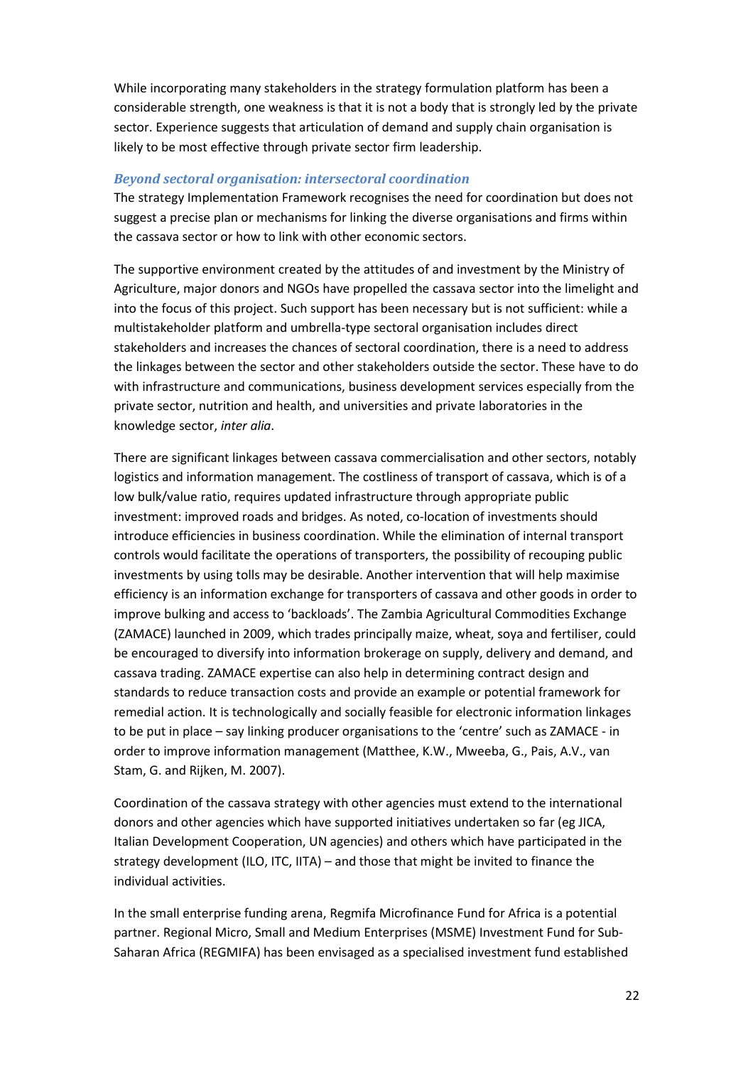While incorporating many stakeholders in the strategy formulation platform has been a considerable strength, one weakness is that it is not a body that is strongly led by the private sector. Experience suggests that articulation of demand and supply chain organisation is likely to be most effective through private sector firm leadership.

### *Beyond sectoral organisation: intersectoral coordination*

The strategy Implementation Framework recognises the need for coordination but does not suggest a precise plan or mechanisms for linking the diverse organisations and firms within the cassava sector or how to link with other economic sectors.

The supportive environment created by the attitudes of and investment by the Ministry of Agriculture, major donors and NGOs have propelled the cassava sector into the limelight and into the focus of this project. Such support has been necessary but is not sufficient: while a multistakeholder platform and umbrella-type sectoral organisation includes direct stakeholders and increases the chances of sectoral coordination, there is a need to address the linkages between the sector and other stakeholders outside the sector. These have to do with infrastructure and communications, business development services especially from the private sector, nutrition and health, and universities and private laboratories in the knowledge sector, *inter alia*.

There are significant linkages between cassava commercialisation and other sectors, notably logistics and information management. The costliness of transport of cassava, which is of a low bulk/value ratio, requires updated infrastructure through appropriate public investment: improved roads and bridges. As noted, co-location of investments should introduce efficiencies in business coordination. While the elimination of internal transport controls would facilitate the operations of transporters, the possibility of recouping public investments by using tolls may be desirable. Another intervention that will help maximise efficiency is an information exchange for transporters of cassava and other goods in order to improve bulking and access to 'backloads'. The Zambia Agricultural Commodities Exchange (ZAMACE) launched in 2009, which trades principally maize, wheat, soya and fertiliser, could be encouraged to diversify into information brokerage on supply, delivery and demand, and cassava trading. ZAMACE expertise can also help in determining contract design and standards to reduce transaction costs and provide an example or potential framework for remedial action. It is technologically and socially feasible for electronic information linkages to be put in place – say linking producer organisations to the 'centre' such as ZAMACE - in order to improve information management (Matthee, K.W., Mweeba, G., Pais, A.V., van Stam, G. and Rijken, M. 2007).

Coordination of the cassava strategy with other agencies must extend to the international donors and other agencies which have supported initiatives undertaken so far (eg JICA, Italian Development Cooperation, UN agencies) and others which have participated in the strategy development (ILO, ITC, IITA) – and those that might be invited to finance the individual activities.

In the small enterprise funding arena, Regmifa Microfinance Fund for Africa is a potential partner. Regional Micro, Small and Medium Enterprises (MSME) Investment Fund for Sub-Saharan Africa (REGMIFA) has been envisaged as a specialised investment fund established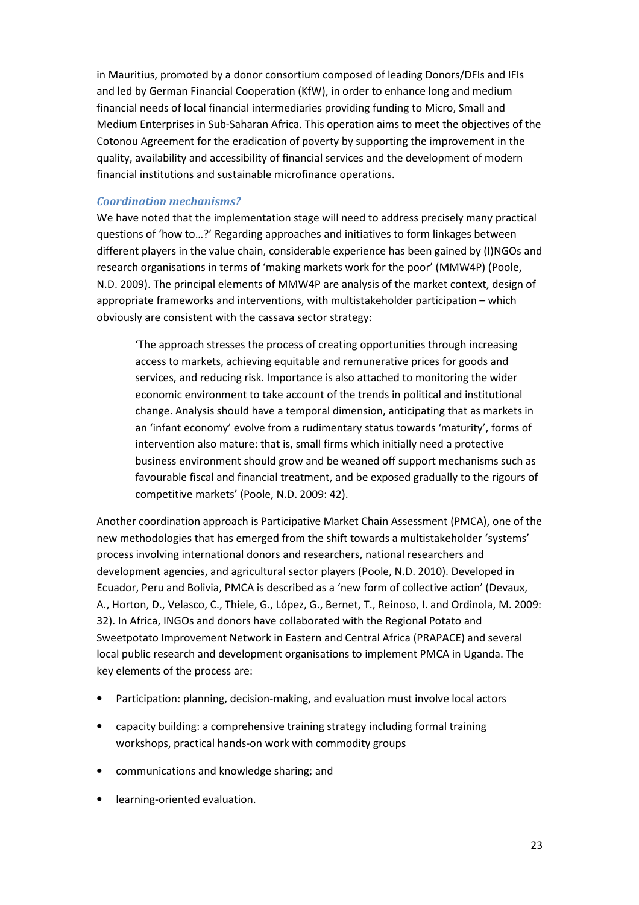in Mauritius, promoted by a donor consortium composed of leading Donors/DFIs and IFIs and led by German Financial Cooperation (KfW), in order to enhance long and medium financial needs of local financial intermediaries providing funding to Micro, Small and Medium Enterprises in Sub-Saharan Africa. This operation aims to meet the objectives of the Cotonou Agreement for the eradication of poverty by supporting the improvement in the quality, availability and accessibility of financial services and the development of modern financial institutions and sustainable microfinance operations.

### *Coordination mechanisms?*

We have noted that the implementation stage will need to address precisely many practical questions of 'how to…?' Regarding approaches and initiatives to form linkages between different players in the value chain, considerable experience has been gained by (I)NGOs and research organisations in terms of 'making markets work for the poor' (MMW4P) (Poole, N.D. 2009). The principal elements of MMW4P are analysis of the market context, design of appropriate frameworks and interventions, with multistakeholder participation – which obviously are consistent with the cassava sector strategy:

> 'The approach stresses the process of creating opportunities through increasing access to markets, achieving equitable and remunerative prices for goods and services, and reducing risk. Importance is also attached to monitoring the wider economic environment to take account of the trends in political and institutional change. Analysis should have a temporal dimension, anticipating that as markets in an 'infant economy' evolve from a rudimentary status towards 'maturity', forms of intervention also mature: that is, small firms which initially need a protective business environment should grow and be weaned off support mechanisms such as favourable fiscal and financial treatment, and be exposed gradually to the rigours of competitive markets' (Poole, N.D. 2009: 42).

Another coordination approach is Participative Market Chain Assessment (PMCA), one of the new methodologies that has emerged from the shift towards a multistakeholder 'systems' process involving international donors and researchers, national researchers and development agencies, and agricultural sector players (Poole, N.D. 2010). Developed in Ecuador, Peru and Bolivia, PMCA is described as a 'new form of collective action' (Devaux, A., Horton, D., Velasco, C., Thiele, G., López, G., Bernet, T., Reinoso, I. and Ordinola, M. 2009: 32). In Africa, INGOs and donors have collaborated with the Regional Potato and Sweetpotato Improvement Network in Eastern and Central Africa (PRAPACE) and several local public research and development organisations to implement PMCA in Uganda. The key elements of the process are:

- Participation: planning, decision-making, and evaluation must involve local actors
- capacity building: a comprehensive training strategy including formal training workshops, practical hands-on work with commodity groups
- communications and knowledge sharing; and
- learning-oriented evaluation.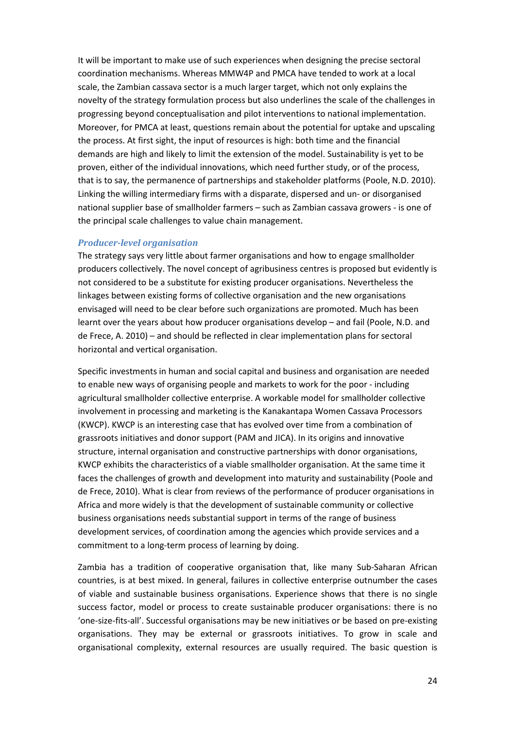It will be important to make use of such experiences when designing the precise sectoral coordination mechanisms. Whereas MMW4P and PMCA have tended to work at a local scale, the Zambian cassava sector is a much larger target, which not only explains the novelty of the strategy formulation process but also underlines the scale of the challenges in progressing beyond conceptualisation and pilot interventions to national implementation. Moreover, for PMCA at least, questions remain about the potential for uptake and upscaling the process. At first sight, the input of resources is high: both time and the financial demands are high and likely to limit the extension of the model. Sustainability is yet to be proven, either of the individual innovations, which need further study, or of the process, that is to say, the permanence of partnerships and stakeholder platforms (Poole, N.D. 2010). Linking the willing intermediary firms with a disparate, dispersed and un- or disorganised national supplier base of smallholder farmers – such as Zambian cassava growers - is one of the principal scale challenges to value chain management.

### *Producer-level organisation*

The strategy says very little about farmer organisations and how to engage smallholder producers collectively. The novel concept of agribusiness centres is proposed but evidently is not considered to be a substitute for existing producer organisations. Nevertheless the linkages between existing forms of collective organisation and the new organisations envisaged will need to be clear before such organizations are promoted. Much has been learnt over the years about how producer organisations develop – and fail (Poole, N.D. and de Frece, A. 2010) – and should be reflected in clear implementation plans for sectoral horizontal and vertical organisation.

Specific investments in human and social capital and business and organisation are needed to enable new ways of organising people and markets to work for the poor - including agricultural smallholder collective enterprise. A workable model for smallholder collective involvement in processing and marketing is the Kanakantapa Women Cassava Processors (KWCP). KWCP is an interesting case that has evolved over time from a combination of grassroots initiatives and donor support (PAM and JICA). In its origins and innovative structure, internal organisation and constructive partnerships with donor organisations, KWCP exhibits the characteristics of a viable smallholder organisation. At the same time it faces the challenges of growth and development into maturity and sustainability (Poole and de Frece, 2010). What is clear from reviews of the performance of producer organisations in Africa and more widely is that the development of sustainable community or collective business organisations needs substantial support in terms of the range of business development services, of coordination among the agencies which provide services and a commitment to a long-term process of learning by doing.

Zambia has a tradition of cooperative organisation that, like many Sub-Saharan African countries, is at best mixed. In general, failures in collective enterprise outnumber the cases of viable and sustainable business organisations. Experience shows that there is no single success factor, model or process to create sustainable producer organisations: there is no 'one-size-fits-all'. Successful organisations may be new initiatives or be based on pre-existing organisations. They may be external or grassroots initiatives. To grow in scale and organisational complexity, external resources are usually required. The basic question is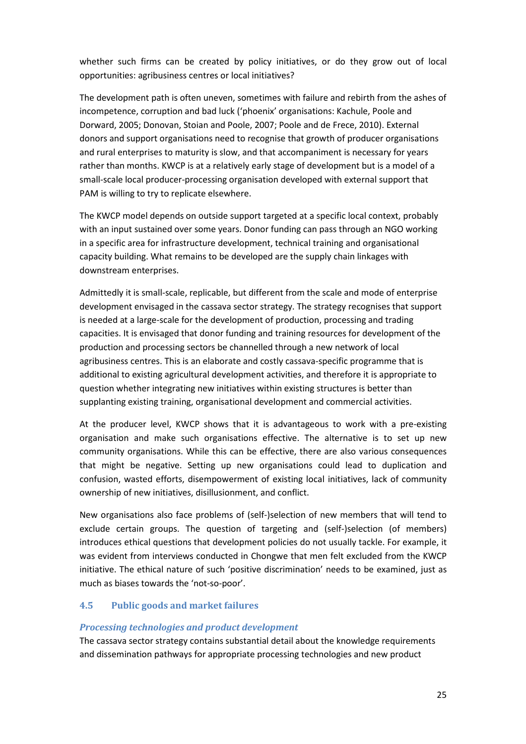whether such firms can be created by policy initiatives, or do they grow out of local opportunities: agribusiness centres or local initiatives?

The development path is often uneven, sometimes with failure and rebirth from the ashes of incompetence, corruption and bad luck ('phoenix' organisations: Kachule, Poole and Dorward, 2005; Donovan, Stoian and Poole, 2007; Poole and de Frece, 2010). External donors and support organisations need to recognise that growth of producer organisations and rural enterprises to maturity is slow, and that accompaniment is necessary for years rather than months. KWCP is at a relatively early stage of development but is a model of a small-scale local producer-processing organisation developed with external support that PAM is willing to try to replicate elsewhere.

The KWCP model depends on outside support targeted at a specific local context, probably with an input sustained over some years. Donor funding can pass through an NGO working in a specific area for infrastructure development, technical training and organisational capacity building. What remains to be developed are the supply chain linkages with downstream enterprises.

Admittedly it is small-scale, replicable, but different from the scale and mode of enterprise development envisaged in the cassava sector strategy. The strategy recognises that support is needed at a large-scale for the development of production, processing and trading capacities. It is envisaged that donor funding and training resources for development of the production and processing sectors be channelled through a new network of local agribusiness centres. This is an elaborate and costly cassava-specific programme that is additional to existing agricultural development activities, and therefore it is appropriate to question whether integrating new initiatives within existing structures is better than supplanting existing training, organisational development and commercial activities.

At the producer level, KWCP shows that it is advantageous to work with a pre-existing organisation and make such organisations effective. The alternative is to set up new community organisations. While this can be effective, there are also various consequences that might be negative. Setting up new organisations could lead to duplication and confusion, wasted efforts, disempowerment of existing local initiatives, lack of community ownership of new initiatives, disillusionment, and conflict.

New organisations also face problems of (self-)selection of new members that will tend to exclude certain groups. The question of targeting and (self-)selection (of members) introduces ethical questions that development policies do not usually tackle. For example, it was evident from interviews conducted in Chongwe that men felt excluded from the KWCP initiative. The ethical nature of such 'positive discrimination' needs to be examined, just as much as biases towards the 'not-so-poor'.

## 4.5 Public goods and market failures

### *Processing technologies and product development*

The cassava sector strategy contains substantial detail about the knowledge requirements and dissemination pathways for appropriate processing technologies and new product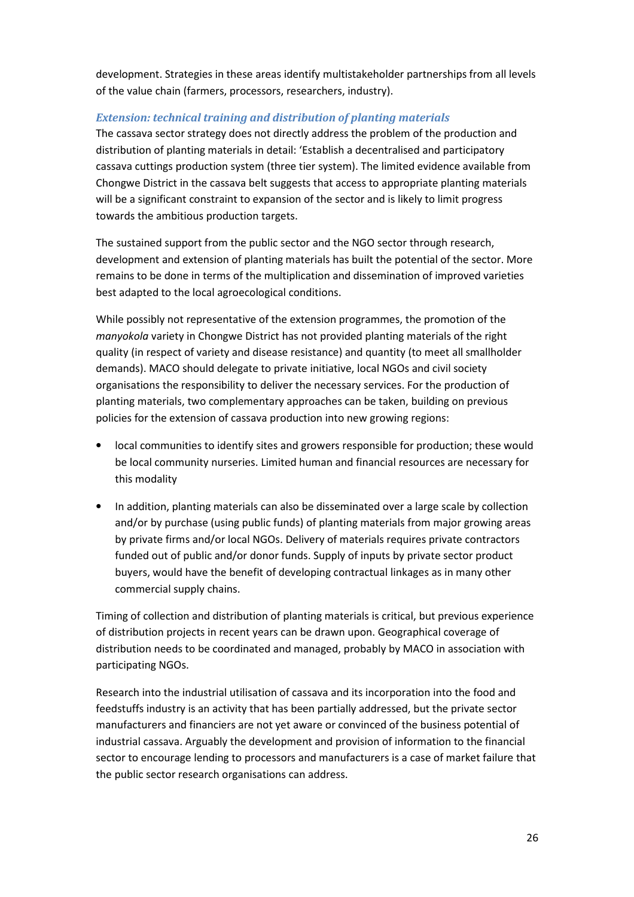development. Strategies in these areas identify multistakeholder partnerships from all levels of the value chain (farmers, processors, researchers, industry).

### *Extension: technical training and distribution of planting materials*

The cassava sector strategy does not directly address the problem of the production and distribution of planting materials in detail: 'Establish a decentralised and participatory cassava cuttings production system (three tier system). The limited evidence available from Chongwe District in the cassava belt suggests that access to appropriate planting materials will be a significant constraint to expansion of the sector and is likely to limit progress towards the ambitious production targets.

The sustained support from the public sector and the NGO sector through research, development and extension of planting materials has built the potential of the sector. More remains to be done in terms of the multiplication and dissemination of improved varieties best adapted to the local agroecological conditions.

While possibly not representative of the extension programmes, the promotion of the *manyokola* variety in Chongwe District has not provided planting materials of the right quality (in respect of variety and disease resistance) and quantity (to meet all smallholder demands). MACO should delegate to private initiative, local NGOs and civil society organisations the responsibility to deliver the necessary services. For the production of planting materials, two complementary approaches can be taken, building on previous policies for the extension of cassava production into new growing regions:

- local communities to identify sites and growers responsible for production; these would be local community nurseries. Limited human and financial resources are necessary for this modality
- In addition, planting materials can also be disseminated over a large scale by collection and/or by purchase (using public funds) of planting materials from major growing areas by private firms and/or local NGOs. Delivery of materials requires private contractors funded out of public and/or donor funds. Supply of inputs by private sector product buyers, would have the benefit of developing contractual linkages as in many other commercial supply chains.

Timing of collection and distribution of planting materials is critical, but previous experience of distribution projects in recent years can be drawn upon. Geographical coverage of distribution needs to be coordinated and managed, probably by MACO in association with participating NGOs.

Research into the industrial utilisation of cassava and its incorporation into the food and feedstuffs industry is an activity that has been partially addressed, but the private sector manufacturers and financiers are not yet aware or convinced of the business potential of industrial cassava. Arguably the development and provision of information to the financial sector to encourage lending to processors and manufacturers is a case of market failure that the public sector research organisations can address.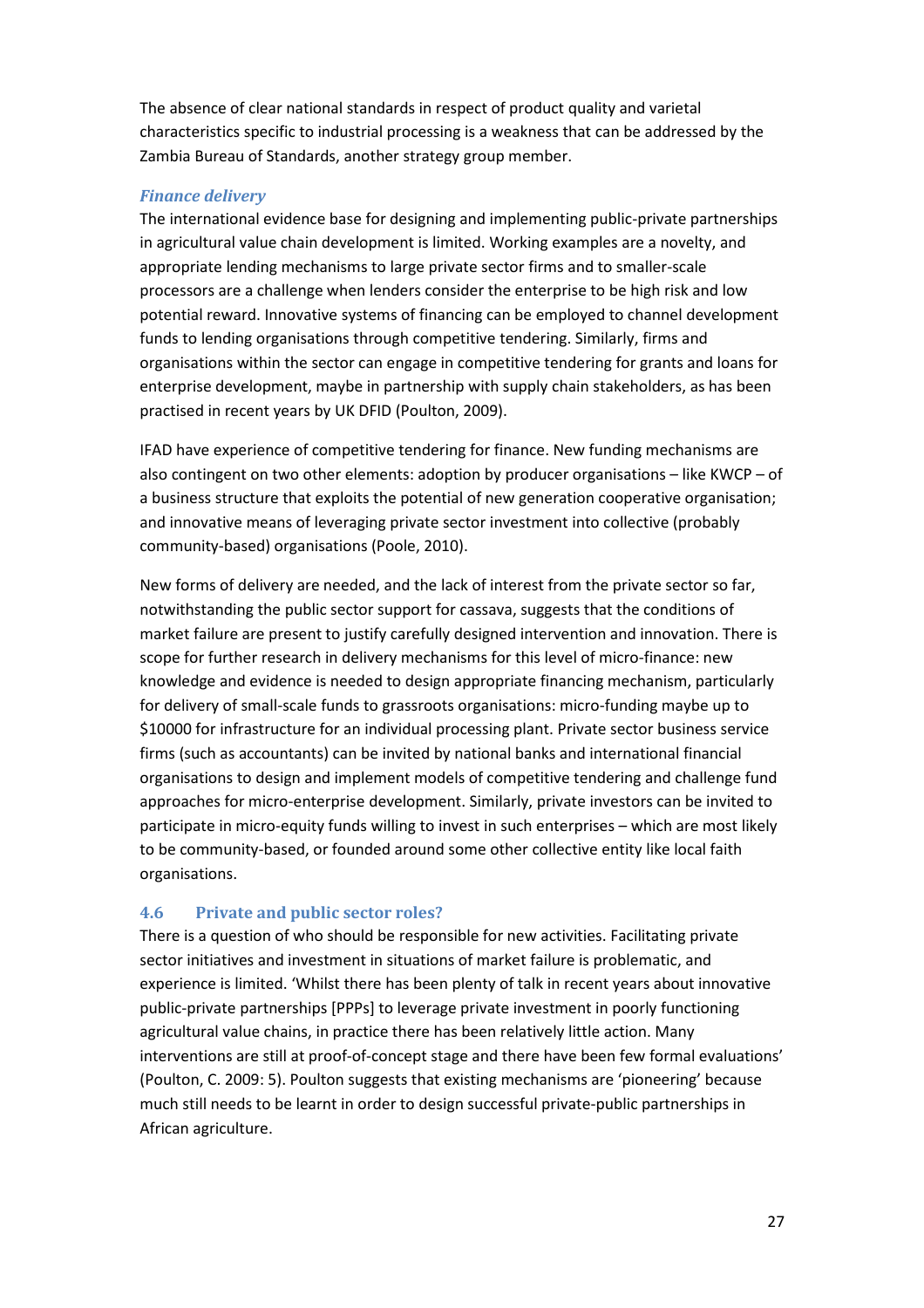The absence of clear national standards in respect of product quality and varietal characteristics specific to industrial processing is a weakness that can be addressed by the Zambia Bureau of Standards, another strategy group member.

#### *Finance delivery*

The international evidence base for designing and implementing public-private partnerships in agricultural value chain development is limited. Working examples are a novelty, and appropriate lending mechanisms to large private sector firms and to smaller-scale processors are a challenge when lenders consider the enterprise to be high risk and low potential reward. Innovative systems of financing can be employed to channel development funds to lending organisations through competitive tendering. Similarly, firms and organisations within the sector can engage in competitive tendering for grants and loans for enterprise development, maybe in partnership with supply chain stakeholders, as has been practised in recent years by UK DFID (Poulton, 2009).

IFAD have experience of competitive tendering for finance. New funding mechanisms are also contingent on two other elements: adoption by producer organisations – like KWCP – of a business structure that exploits the potential of new generation cooperative organisation; and innovative means of leveraging private sector investment into collective (probably community-based) organisations (Poole, 2010).

New forms of delivery are needed, and the lack of interest from the private sector so far, notwithstanding the public sector support for cassava, suggests that the conditions of market failure are present to justify carefully designed intervention and innovation. There is scope for further research in delivery mechanisms for this level of micro-finance: new knowledge and evidence is needed to design appropriate financing mechanism, particularly for delivery of small-scale funds to grassroots organisations: micro-funding maybe up to $10000 for infrastructure for an individual processing plant. Private sector business service firms (such as accountants) can be invited by national banks and international financial organisations to design and implement models of competitive tendering and challenge fund approaches for micro-enterprise development. Similarly, private investors can be invited to participate in micro-equity funds willing to invest in such enterprises – which are most likely to be community-based, or founded around some other collective entity like local faith organisations.

### 4.6 Private and public sector roles?

There is a question of who should be responsible for new activities. Facilitating private sector initiatives and investment in situations of market failure is problematic, and experience is limited. 'Whilst there has been plenty of talk in recent years about innovative public-private partnerships [PPPs] to leverage private investment in poorly functioning agricultural value chains, in practice there has been relatively little action. Many interventions are still at proof-of-concept stage and there have been few formal evaluations' (Poulton, C. 2009: 5). Poulton suggests that existing mechanisms are 'pioneering' because much still needs to be learnt in order to design successful private-public partnerships in African agriculture.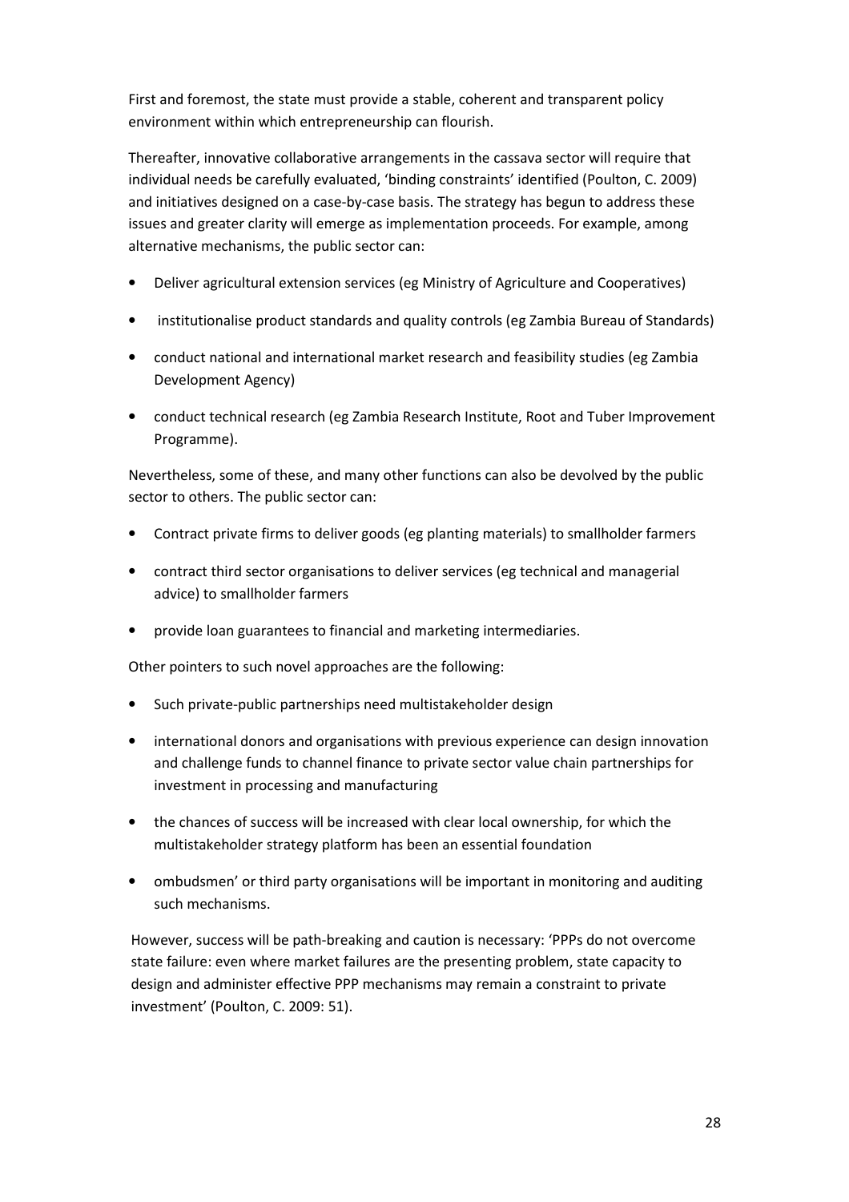First and foremost, the state must provide a stable, coherent and transparent policy environment within which entrepreneurship can flourish.

Thereafter, innovative collaborative arrangements in the cassava sector will require that individual needs be carefully evaluated, 'binding constraints' identified (Poulton, C. 2009) and initiatives designed on a case-by-case basis. The strategy has begun to address these issues and greater clarity will emerge as implementation proceeds. For example, among alternative mechanisms, the public sector can:

- Deliver agricultural extension services (eg Ministry of Agriculture and Cooperatives)
- institutionalise product standards and quality controls (eg Zambia Bureau of Standards)
- conduct national and international market research and feasibility studies (eg Zambia Development Agency)
- conduct technical research (eg Zambia Research Institute, Root and Tuber Improvement Programme).

Nevertheless, some of these, and many other functions can also be devolved by the public sector to others. The public sector can:

- Contract private firms to deliver goods (eg planting materials) to smallholder farmers
- contract third sector organisations to deliver services (eg technical and managerial advice) to smallholder farmers
- provide loan guarantees to financial and marketing intermediaries.

Other pointers to such novel approaches are the following:

- Such private-public partnerships need multistakeholder design
- international donors and organisations with previous experience can design innovation and challenge funds to channel finance to private sector value chain partnerships for investment in processing and manufacturing
- the chances of success will be increased with clear local ownership, for which the multistakeholder strategy platform has been an essential foundation
- ombudsmen' or third party organisations will be important in monitoring and auditing such mechanisms.

However, success will be path-breaking and caution is necessary: 'PPPs do not overcome state failure: even where market failures are the presenting problem, state capacity to design and administer effective PPP mechanisms may remain a constraint to private investment' (Poulton, C. 2009: 51).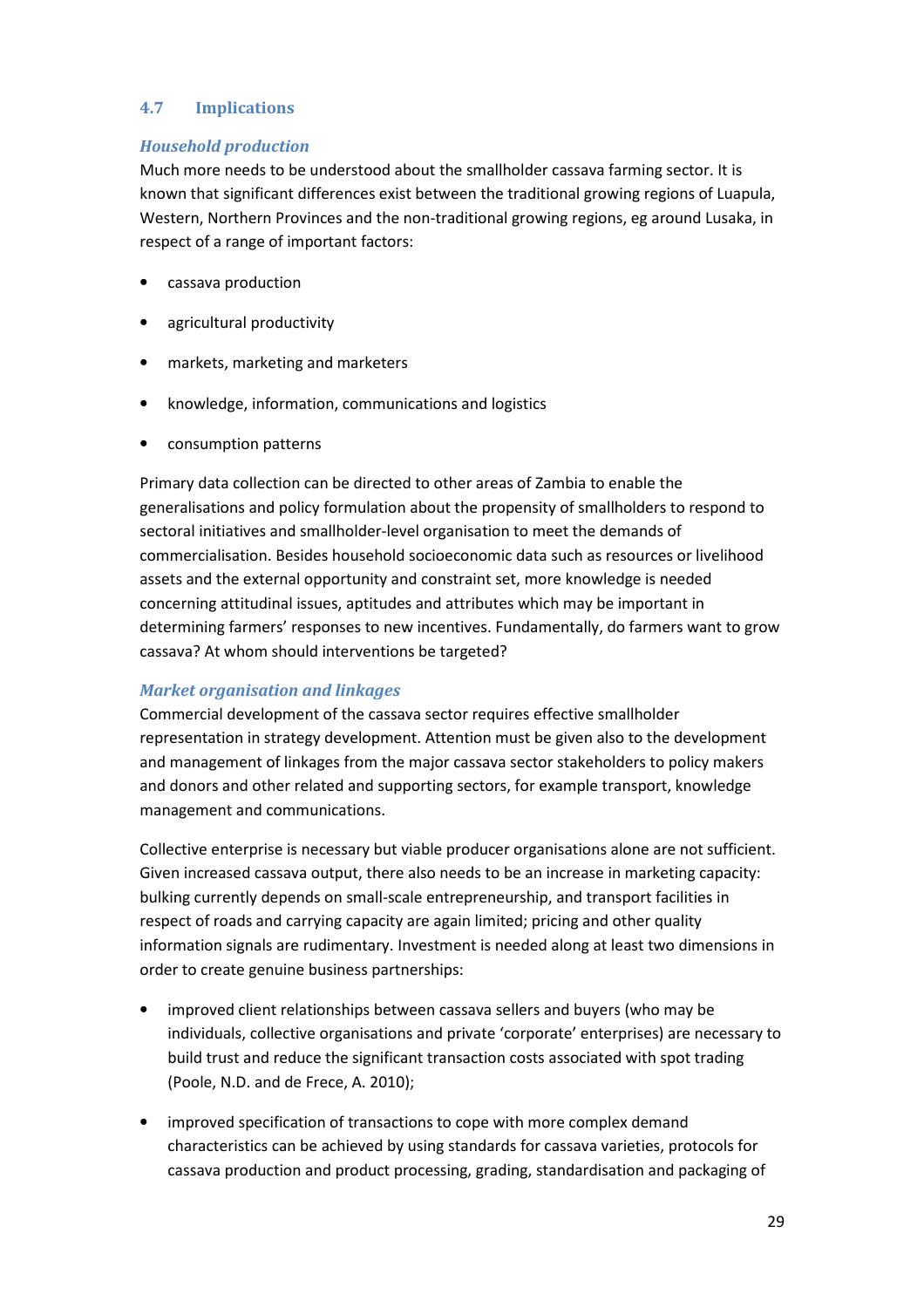## 4.7 Implications

### *Household production*

Much more needs to be understood about the smallholder cassava farming sector. It is known that significant differences exist between the traditional growing regions of Luapula, Western, Northern Provinces and the non-traditional growing regions, eg around Lusaka, in respect of a range of important factors:

- cassava production
- agricultural productivity
- markets, marketing and marketers
- knowledge, information, communications and logistics
- consumption patterns

Primary data collection can be directed to other areas of Zambia to enable the generalisations and policy formulation about the propensity of smallholders to respond to sectoral initiatives and smallholder-level organisation to meet the demands of commercialisation. Besides household socioeconomic data such as resources or livelihood assets and the external opportunity and constraint set, more knowledge is needed concerning attitudinal issues, aptitudes and attributes which may be important in determining farmers' responses to new incentives. Fundamentally, do farmers want to grow cassava? At whom should interventions be targeted?

### *Market organisation and linkages*

Commercial development of the cassava sector requires effective smallholder representation in strategy development. Attention must be given also to the development and management of linkages from the major cassava sector stakeholders to policy makers and donors and other related and supporting sectors, for example transport, knowledge management and communications.

Collective enterprise is necessary but viable producer organisations alone are not sufficient. Given increased cassava output, there also needs to be an increase in marketing capacity: bulking currently depends on small-scale entrepreneurship, and transport facilities in respect of roads and carrying capacity are again limited; pricing and other quality information signals are rudimentary. Investment is needed along at least two dimensions in order to create genuine business partnerships:

- improved client relationships between cassava sellers and buyers (who may be individuals, collective organisations and private 'corporate' enterprises) are necessary to build trust and reduce the significant transaction costs associated with spot trading (Poole, N.D. and de Frece, A. 2010);
- improved specification of transactions to cope with more complex demand characteristics can be achieved by using standards for cassava varieties, protocols for cassava production and product processing, grading, standardisation and packaging of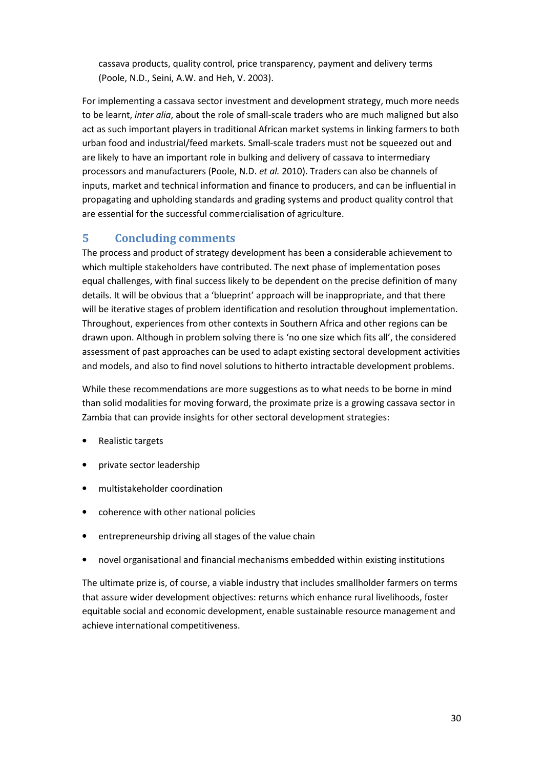cassava products, quality control, price transparency, payment and delivery terms (Poole, N.D., Seini, A.W. and Heh, V. 2003).

For implementing a cassava sector investment and development strategy, much more needs to be learnt, *inter alia*, about the role of small-scale traders who are much maligned but also act as such important players in traditional African market systems in linking farmers to both urban food and industrial/feed markets. Small-scale traders must not be squeezed out and are likely to have an important role in bulking and delivery of cassava to intermediary processors and manufacturers (Poole, N.D. *et al.* 2010). Traders can also be channels of inputs, market and technical information and finance to producers, and can be influential in propagating and upholding standards and grading systems and product quality control that are essential for the successful commercialisation of agriculture.

## 5 Concluding comments

The process and product of strategy development has been a considerable achievement to which multiple stakeholders have contributed. The next phase of implementation poses equal challenges, with final success likely to be dependent on the precise definition of many details. It will be obvious that a 'blueprint' approach will be inappropriate, and that there will be iterative stages of problem identification and resolution throughout implementation. Throughout, experiences from other contexts in Southern Africa and other regions can be drawn upon. Although in problem solving there is 'no one size which fits all', the considered assessment of past approaches can be used to adapt existing sectoral development activities and models, and also to find novel solutions to hitherto intractable development problems.

While these recommendations are more suggestions as to what needs to be borne in mind than solid modalities for moving forward, the proximate prize is a growing cassava sector in Zambia that can provide insights for other sectoral development strategies:

- Realistic targets
- private sector leadership
- multistakeholder coordination
- coherence with other national policies
- entrepreneurship driving all stages of the value chain
- novel organisational and financial mechanisms embedded within existing institutions

The ultimate prize is, of course, a viable industry that includes smallholder farmers on terms that assure wider development objectives: returns which enhance rural livelihoods, foster equitable social and economic development, enable sustainable resource management and achieve international competitiveness.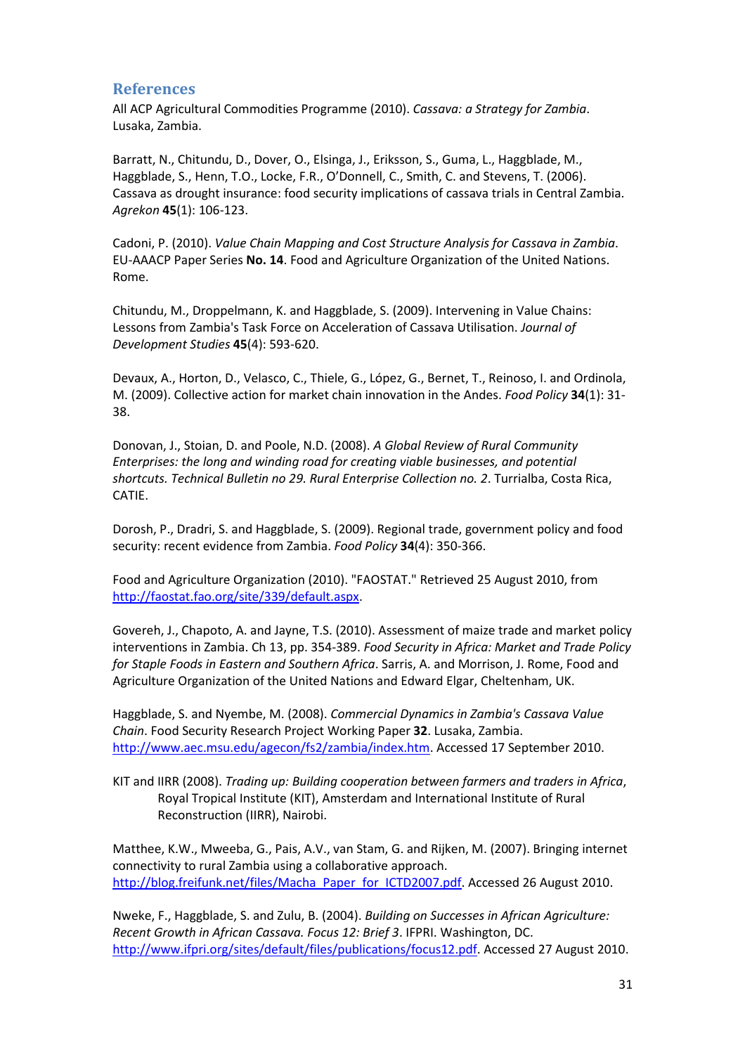## References

All ACP Agricultural Commodities Programme (2010). *Cassava: a Strategy for Zambia*. Lusaka, Zambia.

Barratt, N., Chitundu, D., Dover, O., Elsinga, J., Eriksson, S., Guma, L., Haggblade, M., Haggblade, S., Henn, T.O., Locke, F.R., O'Donnell, C., Smith, C. and Stevens, T. (2006). Cassava as drought insurance: food security implications of cassava trials in Central Zambia. *Agrekon* **45**(1): 106-123.

Cadoni, P. (2010). *Value Chain Mapping and Cost Structure Analysis for Cassava in Zambia*. EU-AAACP Paper Series **No. 14**. Food and Agriculture Organization of the United Nations. Rome.

Chitundu, M., Droppelmann, K. and Haggblade, S. (2009). Intervening in Value Chains: Lessons from Zambia's Task Force on Acceleration of Cassava Utilisation. *Journal of Development Studies* **45**(4): 593-620.

Devaux, A., Horton, D., Velasco, C., Thiele, G., López, G., Bernet, T., Reinoso, I. and Ordinola, M. (2009). Collective action for market chain innovation in the Andes. *Food Policy* **34**(1): 31-38.

Donovan, J., Stoian, D. and Poole, N.D. (2008). *A Global Review of Rural Community Enterprises: the long and winding road for creating viable businesses, and potential shortcuts. Technical Bulletin no 29. Rural Enterprise Collection no. 2*. Turrialba, Costa Rica, CATIE.

Dorosh, P., Dradri, S. and Haggblade, S. (2009). Regional trade, government policy and food security: recent evidence from Zambia. *Food Policy* **34**(4): 350-366.

Food and Agriculture Organization (2010). "FAOSTAT." Retrieved 25 August 2010, from http://faostat.fao.org/site/339/default.aspx.

Govereh, J., Chapoto, A. and Jayne, T.S. (2010). Assessment of maize trade and market policy interventions in Zambia. Ch 13, pp. 354-389. *Food Security in Africa: Market and Trade Policy for Staple Foods in Eastern and Southern Africa*. Sarris, A. and Morrison, J. Rome, Food and Agriculture Organization of the United Nations and Edward Elgar, Cheltenham, UK.

Haggblade, S. and Nyembe, M. (2008). *Commercial Dynamics in Zambia's Cassava Value Chain*. Food Security Research Project Working Paper **32**. Lusaka, Zambia. http://www.aec.msu.edu/agecon/fs2/zambia/index.htm. Accessed 17 September 2010.

KIT and IIRR (2008). *Trading up: Building cooperation between farmers and traders in Africa*, Royal Tropical Institute (KIT), Amsterdam and International Institute of Rural Reconstruction (IIRR), Nairobi.

Matthee, K.W., Mweeba, G., Pais, A.V., van Stam, G. and Rijken, M. (2007). Bringing internet connectivity to rural Zambia using a collaborative approach. http://blog.freifunk.net/files/Macha_Paper_for_ICTD2007.pdf. Accessed 26 August 2010.

Nweke, F., Haggblade, S. and Zulu, B. (2004). *Building on Successes in African Agriculture: Recent Growth in African Cassava. Focus 12: Brief 3*. IFPRI. Washington, DC. http://www.ifpri.org/sites/default/files/publications/focus12.pdf. Accessed 27 August 2010.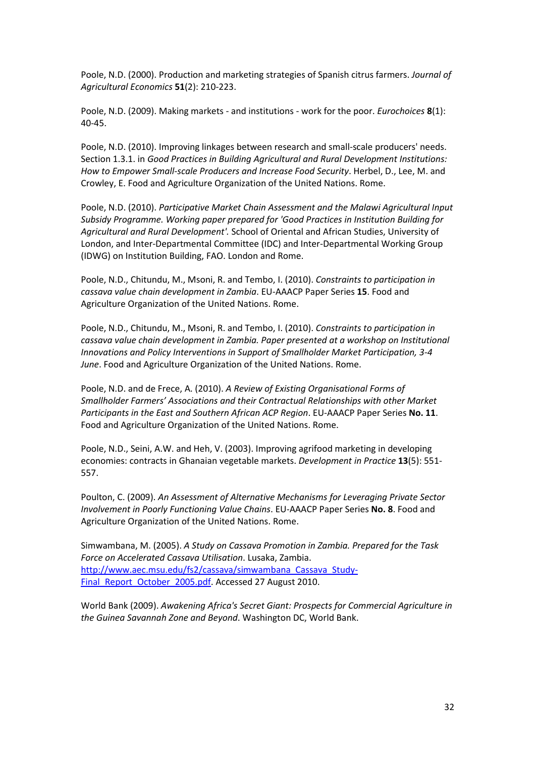Poole, N.D. (2000). Production and marketing strategies of Spanish citrus farmers. *Journal of Agricultural Economics* **51**(2): 210-223.

Poole, N.D. (2009). Making markets - and institutions - work for the poor. *Eurochoices* **8**(1): 40-45.

Poole, N.D. (2010). Improving linkages between research and small-scale producers' needs. Section 1.3.1. in *Good Practices in Building Agricultural and Rural Development Institutions: How to Empower Small-scale Producers and Increase Food Security*. Herbel, D., Lee, M. and Crowley, E. Food and Agriculture Organization of the United Nations. Rome.

Poole, N.D. (2010). *Participative Market Chain Assessment and the Malawi Agricultural Input Subsidy Programme. Working paper prepared for 'Good Practices in Institution Building for Agricultural and Rural Development'.* School of Oriental and African Studies, University of London, and Inter-Departmental Committee (IDC) and Inter-Departmental Working Group (IDWG) on Institution Building, FAO. London and Rome.

Poole, N.D., Chitundu, M., Msoni, R. and Tembo, I. (2010). *Constraints to participation in cassava value chain development in Zambia*. EU-AAACP Paper Series **15**. Food and Agriculture Organization of the United Nations. Rome.

Poole, N.D., Chitundu, M., Msoni, R. and Tembo, I. (2010). *Constraints to participation in cassava value chain development in Zambia. Paper presented at a workshop on Institutional Innovations and Policy Interventions in Support of Smallholder Market Participation, 3-4 June*. Food and Agriculture Organization of the United Nations. Rome.

Poole, N.D. and de Frece, A. (2010). *A Review of Existing Organisational Forms of Smallholder Farmers' Associations and their Contractual Relationships with other Market Participants in the East and Southern African ACP Region*. EU-AAACP Paper Series **No. 11**. Food and Agriculture Organization of the United Nations. Rome.

Poole, N.D., Seini, A.W. and Heh, V. (2003). Improving agrifood marketing in developing economies: contracts in Ghanaian vegetable markets. *Development in Practice* **13**(5): 551-557.

Poulton, C. (2009). *An Assessment of Alternative Mechanisms for Leveraging Private Sector Involvement in Poorly Functioning Value Chains*. EU-AAACP Paper Series **No. 8**. Food and Agriculture Organization of the United Nations. Rome.

Simwambana, M. (2005). *A Study on Cassava Promotion in Zambia. Prepared for the Task Force on Accelerated Cassava Utilisation*. Lusaka, Zambia. http://www.aec.msu.edu/fs2/cassava/simwambana_Cassava_Study-Final_Report_October_2005.pdf. Accessed 27 August 2010.

World Bank (2009). *Awakening Africa's Secret Giant: Prospects for Commercial Agriculture in the Guinea Savannah Zone and Beyond*. Washington DC, World Bank.